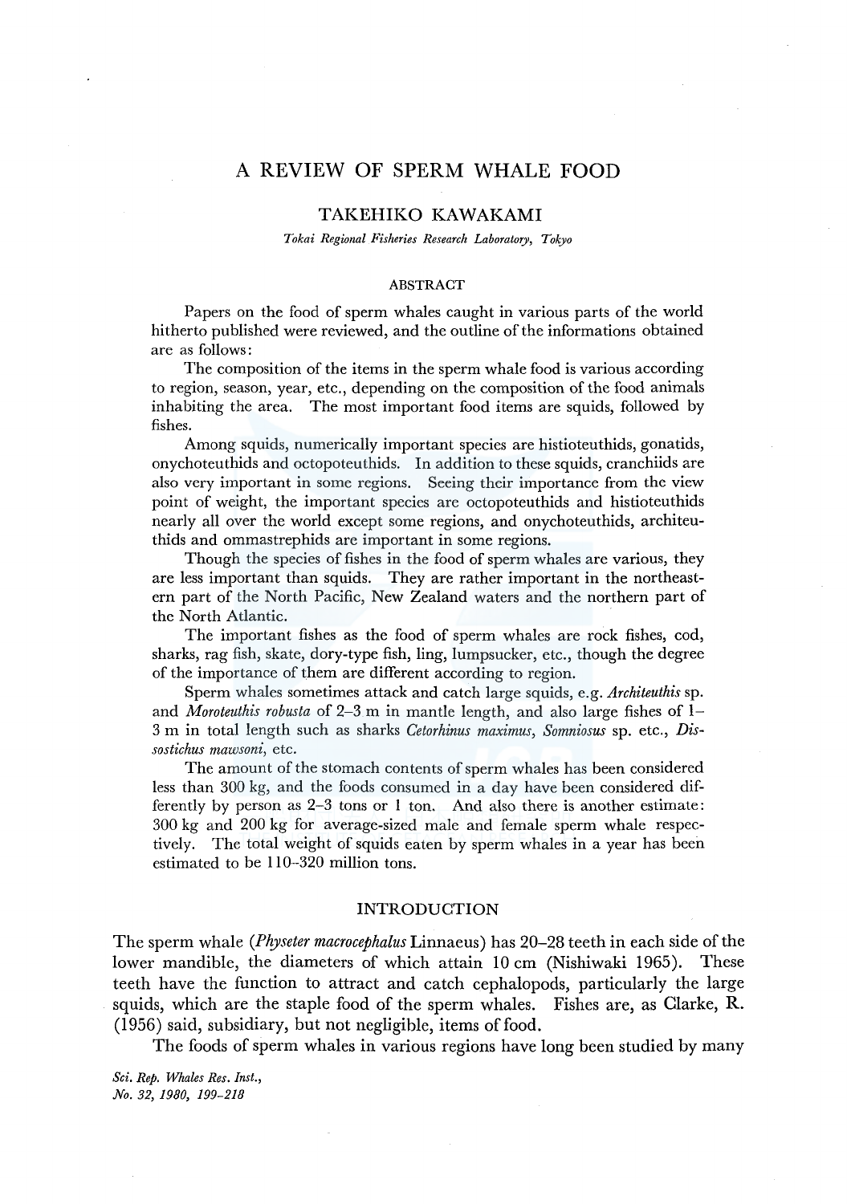# A REVIEW OF SPERM WHALE FOOD

## TAKEHIKO KAWAKAMI

*Tokai Regional Fisheries Research Laboratory, Tokyo*

### ABSTRACT

Papers on the food of sperm whales caught in various parts of the world hitherto published were reviewed, and the outline of the informations obtained are as follows:

The composition of the items in the sperm whale food is various according to region, season, year, etc., depending on the composition of the food animals inhabiting the area. The most important food items are squids, followed by fishes.

Among squids, numerically important species are histioteuthids, gonatids, onychoteuthids and octopoteuthids. In addition to these squids, cranchiids are also very important in some regions. Seeing their importance from the view point of weight, the important species are octopoteuthids and histioteuthids nearly all over the world except some regions, and onychoteuthids, architeuthids and ommastrephids are important in some regions.

Though the species of fishes in the food of sperm whales are various, they are less important than squids. They are rather important in the northeastern part of the North Pacific, New Zealand waters and the northern part of the North Atlantic.

The important fishes as the food of sperm whales are rock fishes, cod, sharks, rag fish, skate, dory-type fish, ling, lumpsucker, etc., though the degree of the importance of them are different according to region.

Sperm whales sometimes attack and catch large squids, e.g. *Architeuthis* sp. and *Moroteuthis robusta* of 2–3 m in mantle length, and also large fishes of 1–3 m in total length such as sharks *Cetorhinus maximus*, *Somniosus* sp. etc., *Dissostichus mawsoni*, etc.

The amount of the stomach contents of sperm whales has been considered less than 300 kg, and the foods consumed in a day have been considered differently by person as 2–3 tons or 1 ton. And also there is another estimate: 300 kg and 200 kg for average-sized male and female sperm whale respectively. The total weight of squids eaten by sperm whales in a year has been estimated to be 110–320 million tons.

### INTRODUCTION

The sperm whale (*Physeter macrocephalus* Linnaeus) has 20–28 teeth in each side of the lower mandible, the diameters of which attain 10 cm (Nishiwaki 1965). These teeth have the function to attract and catch cephalopods, particularly the large squids, which are the staple food of the sperm whales. Fishes are, as Clarke, R. (1956) said, subsidiary, but not negligible, items of food.

The foods of sperm whales in various regions have long been studied by many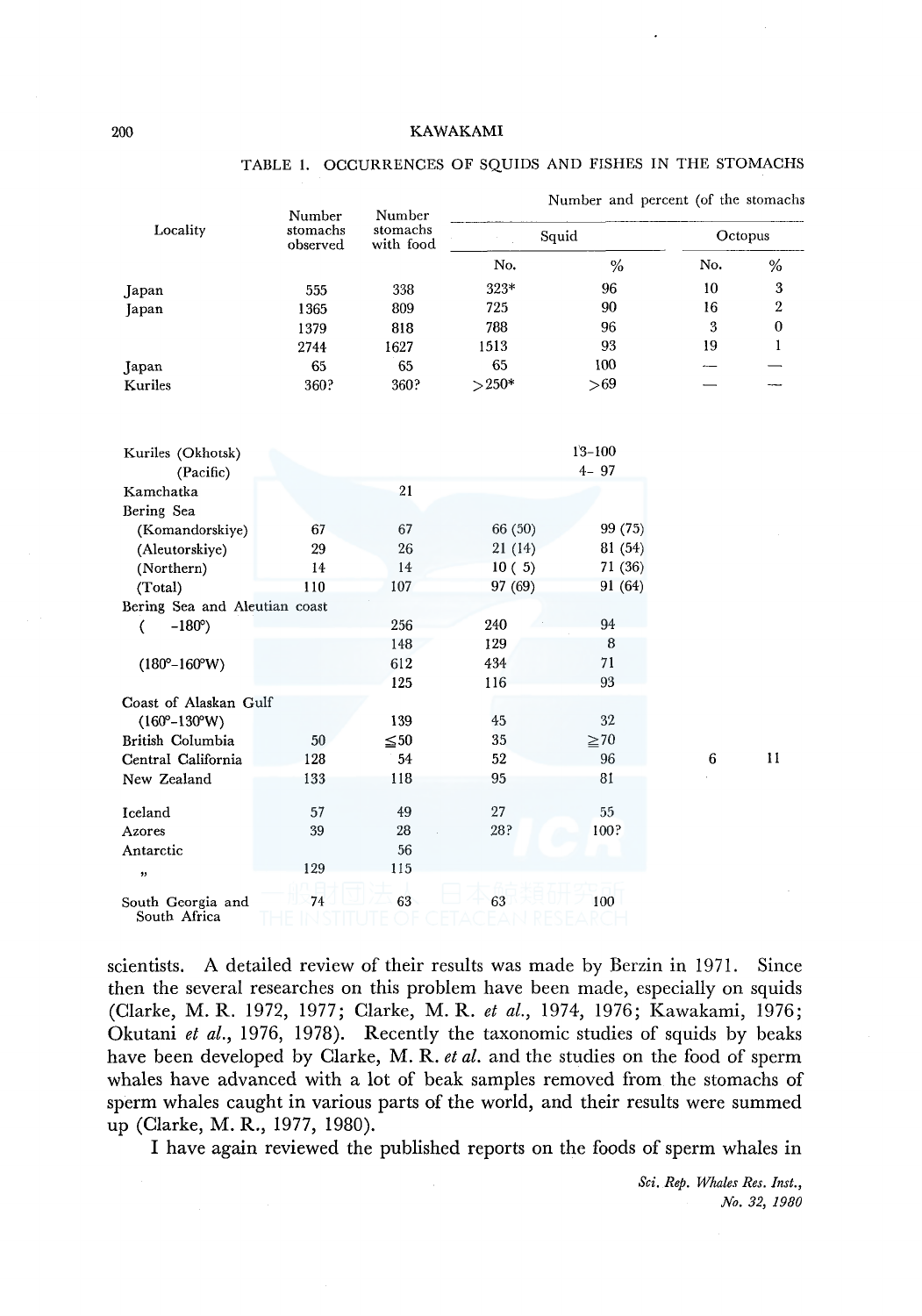TABLE 1. OCCURRENCES OF SQUIDS AND FISHES IN THE STOMACHS

| Locality | Number stomachs observed | Number stomachs with food | Number and percent (of the stomachs | | | |
|---|---|---|---|---|---|---|
| | | | Squid | | Octopus | |
| | | | No. | % | No. | % |
| Japan | 555 | 338 | 323* | 96 | 10 | 3 |
| Japan | 1365 | 809 | 725 | 90 | 16 | 2 |
| | 1379 | 818 | 788 | 96 | 3 | 0 |
| | 2744 | 1627 | 1513 | 93 | 19 | 1 |
| Japan | 65 | 65 | 65 | 100 | — | — |
| Kuriles | 360? | 360? | >250* | >69 | — | — |
| Kuriles (Okhotsk) | | | | 13–100 | | |
| (Pacific) | | | | 4– 97 | | |
| Kamchatka | | 21 | | | | |
| Bering Sea | | | | | | |
| (Komandorskiye) | 67 | 67 | 66 (50) | 99 (75) | | |
| (Aleutorskiye) | 29 | 26 | 21 (14) | 81 (54) | | |
| (Northern) | 14 | 14 | 10 ( 5) | 71 (36) | | |
| (Total) | 110 | 107 | 97 (69) | 91 (64) | | |
| Bering Sea and Aleutian coast | | | | | | |
| ( -180°) | | 256 | 240 | 94 | | |
| | | 148 | 129 | 8 | | |
| (180°–160°W) | | 612 | 434 | 71 | | |
| | | 125 | 116 | 93 | | |
| Coast of Alaskan Gulf | | | | | | |
| (160°–130°W) | | 139 | 45 | 32 | | |
| British Columbia | 50 | ≦50 | 35 | ≧70 | | |
| Central California | 128 | 54 | 52 | 96 | 6 | 11 |
| New Zealand | 133 | 118 | 95 | 81 | | |
| Iceland | 57 | 49 | 27 | 55 | | |
| Azores | 39 | 28 | 28? | 100? | | |
| Antarctic | | 56 | | | | |
| " | 129 | 115 | | | | |
| South Georgia and South Africa | 74 | 63 | 63 | 100 | | |

scientists. A detailed review of their results was made by Berzin in 1971. Since then the several researches on this problem have been made, especially on squids (Clarke, M. R. 1972, 1977; Clarke, M. R. *et al.*, 1974, 1976; Kawakami, 1976; Okutani *et al.*, 1976, 1978). Recently the taxonomic studies of squids by beaks have been developed by Clarke, M. R. *et al.* and the studies on the food of sperm whales have advanced with a lot of beak samples removed from the stomachs of sperm whales caught in various parts of the world, and their results were summed up (Clarke, M. R., 1977, 1980).

I have again reviewed the published reports on the foods of sperm whales in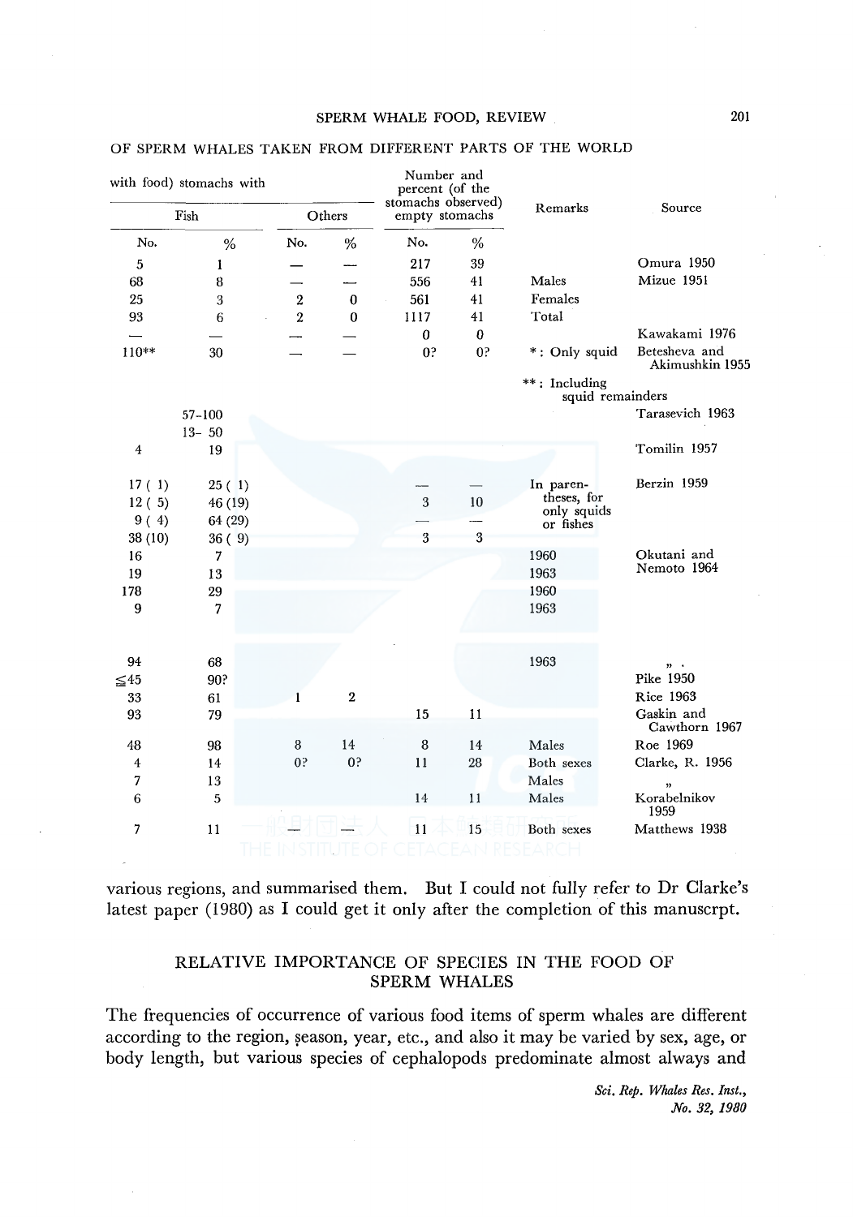OF SPERM WHALES TAKEN FROM DIFFERENT PARTS OF THE WORLD

| with food) stomachs with | | | | Number and percent (of the stomachs observed) empty stomachs | | Remarks | Source |
|---|---|---|---|---|---|---|---|
| Fish | | Others | | | | | |
| No. | % | No. | % | No. | % | | |
| 5 | 1 | — | — | 217 | 39 | | Omura 1950 |
| 68 | 8 | — | — | 556 | 41 | Males | Mizue 1951 |
| 25 | 3 | 2 | 0 | 561 | 41 | Females | |
| 93 | 6 | 2 | 0 | 1117 | 41 | Total | |
| — | — | — | — | 0 | 0 | | Kawakami 1976 |
| 110** | 30 | — | — | 0? | 0? | *: Only squid **: Including squid remainders | Betesheva and Akimushkin 1955 |
| | 57–100 | | | | | | Tarasevich 1963 |
| | 13– 50 | | | | | | |
| 4 | 19 | | | | | | Tomilin 1957 |
| 17 ( 1) | 25 ( 1) | | | — | — | In parentheses, for only squids or fishes | Berzin 1959 |
| 12 ( 5) | 46 (19) | | | 3 | 10 | | |
| 9 ( 4) | 64 (29) | | | — | — | | |
| 38 (10) | 36 ( 9) | | | 3 | 3 | | |
| 16 | 7 | | | | | 1960 | Okutani and Nemoto 1964 |
| 19 | 13 | | | | | 1963 | |
| 178 | 29 | | | | | 1960 | |
| 9 | 7 | | | | | 1963 | |
| 94 | 68 | | | | | 1963 | " |
| ≦45 | 90? | | | | | | Pike 1950 |
| 33 | 61 | 1 | 2 | | | | Rice 1963 |
| 93 | 79 | | | 15 | 11 | | Gaskin and Cawthorn 1967 |
| 48 | 98 | 8 | 14 | 8 | 14 | Males | Roe 1969 |
| 4 | 14 | 0? | 0? | 11 | 28 | Both sexes | Clarke, R. 1956 |
| 7 | 13 | | | | | Males | " |
| 6 | 5 | | | 14 | 11 | Males | Korabelnikov 1959 |
| 7 | 11 | — | — | 11 | 15 | Both sexes | Matthews 1938 |

various regions, and summarised them. But I could not fully refer to Dr Clarke's latest paper (1980) as I could get it only after the completion of this manuscrpt.

## RELATIVE IMPORTANCE OF SPECIES IN THE FOOD OF SPERM WHALES

The frequencies of occurrence of various food items of sperm whales are different according to the region, season, year, etc., and also it may be varied by sex, age, or body length, but various species of cephalopods predominate almost always and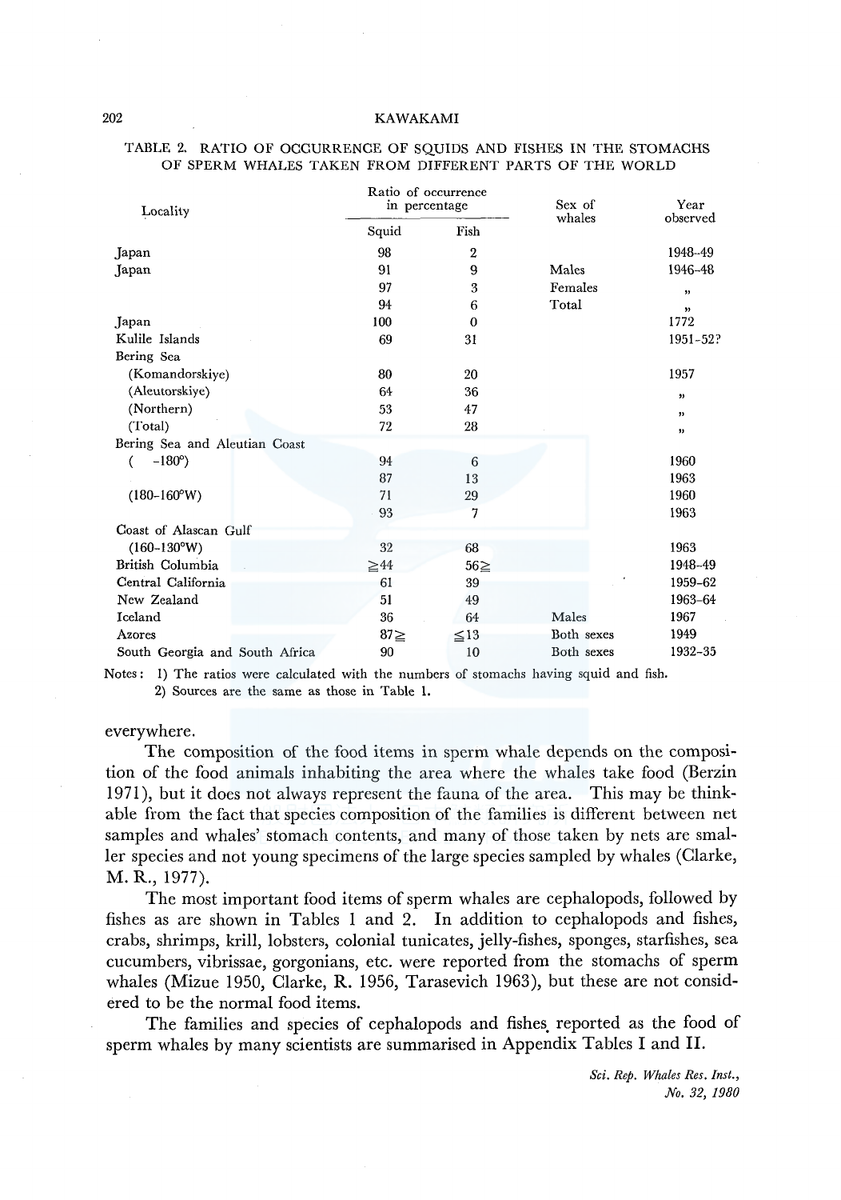TABLE 2. RATIO OF OCCURRENCE OF SQUIDS AND FISHES IN THE STOMACHS OF SPERM WHALES TAKEN FROM DIFFERENT PARTS OF THE WORLD

| Locality | Ratio of occurrence in percentage | | Sex of whales | Year observed |
|---|---|---|---|---|
| | Squid | Fish | | |
| Japan | 98 | 2 | | 1948–49 |
| Japan | 91 | 9 | Males | 1946–48 |
| | 97 | 3 | Females | „ |
| | 94 | 6 | Total | „ |
| Japan | 100 | 0 | | 1772 |
| Kulile Islands | 69 | 31 | | 1951–52? |
| Bering Sea | | | | |
| (Komandorskiye) | 80 | 20 | | 1957 |
| (Aleutorskiye) | 64 | 36 | | „ |
| (Northern) | 53 | 47 | | „ |
| (Total) | 72 | 28 | | „ |
| Bering Sea and Aleutian Coast | | | | |
| ( –180°) | 94 | 6 | | 1960 |
| | 87 | 13 | | 1963 |
| (180–160°W) | 71 | 29 | | 1960 |
| | 93 | 7 | | 1963 |
| Coast of Alascan Gulf | | | | |
| (160–130°W) | 32 | 68 | | 1963 |
| British Columbia | ≧44 | 56≧ | | 1948–49 |
| Central California | 61 | 39 | | 1959–62 |
| New Zealand | 51 | 49 | | 1963–64 |
| Iceland | 36 | 64 | Males | 1967 |
| Azores | 87≧ | ≦13 | Both sexes | 1949 |
| South Georgia and South Africa | 90 | 10 | Both sexes | 1932–35 |

Notes: 1) The ratios were calculated with the numbers of stomachs having squid and fish.
2) Sources are the same as those in Table 1.

everywhere.

The composition of the food items in sperm whale depends on the composition of the food animals inhabiting the area where the whales take food (Berzin 1971), but it does not always represent the fauna of the area. This may be thinkable from the fact that species composition of the families is different between net samples and whales' stomach contents, and many of those taken by nets are smaller species and not young specimens of the large species sampled by whales (Clarke, M. R., 1977).

The most important food items of sperm whales are cephalopods, followed by fishes as are shown in Tables 1 and 2. In addition to cephalopods and fishes, crabs, shrimps, krill, lobsters, colonial tunicates, jelly-fishes, sponges, starfishes, sea cucumbers, vibrissae, gorgonians, etc. were reported from the stomachs of sperm whales (Mizue 1950, Clarke, R. 1956, Tarasevich 1963), but these are not considered to be the normal food items.

The families and species of cephalopods and fishes reported as the food of sperm whales by many scientists are summarised in Appendix Tables I and II.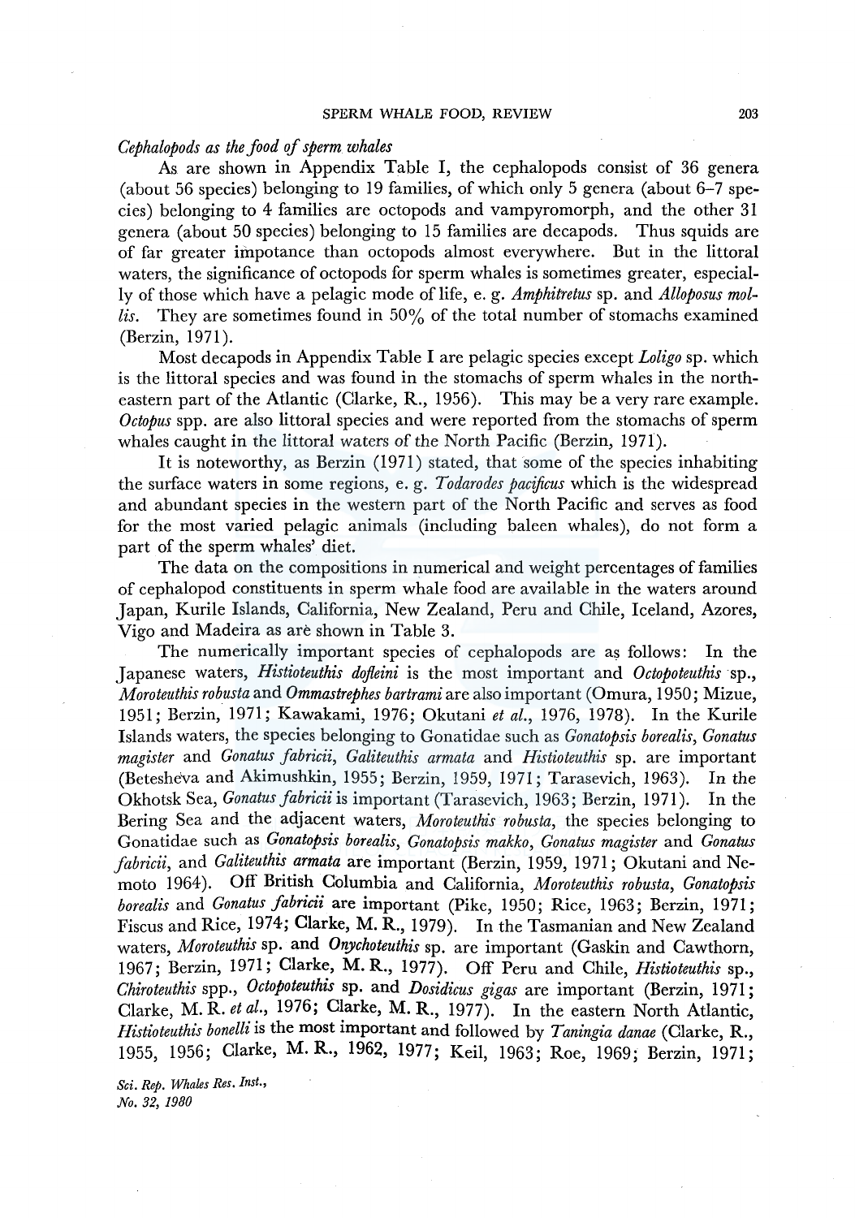*Cephalopods as the food of sperm whales*

As are shown in Appendix Table I, the cephalopods consist of 36 genera (about 56 species) belonging to 19 families, of which only 5 genera (about 6–7 species) belonging to 4 families are octopods and vampyromorph, and the other 31 genera (about 50 species) belonging to 15 families are decapods. Thus squids are of far greater impotance than octopods almost everywhere. But in the littoral waters, the significance of octopods for sperm whales is sometimes greater, especially of those which have a pelagic mode of life, e. g. *Amphitretus* sp. and *Alloposus mollis*. They are sometimes found in 50% of the total number of stomachs examined (Berzin, 1971).

Most decapods in Appendix Table I are pelagic species except *Loligo* sp. which is the littoral species and was found in the stomachs of sperm whales in the northeastern part of the Atlantic (Clarke, R., 1956). This may be a very rare example. *Octopus* spp. are also littoral species and were reported from the stomachs of sperm whales caught in the littoral waters of the North Pacific (Berzin, 1971).

It is noteworthy, as Berzin (1971) stated, that some of the species inhabiting the surface waters in some regions, e. g. *Todarodes pacificus* which is the widespread and abundant species in the western part of the North Pacific and serves as food for the most varied pelagic animals (including baleen whales), do not form a part of the sperm whales' diet.

The data on the compositions in numerical and weight percentages of families of cephalopod constituents in sperm whale food are available in the waters around Japan, Kurile Islands, California, New Zealand, Peru and Chile, Iceland, Azores, Vigo and Madeira as are shown in Table 3.

The numerically important species of cephalopods are as follows: In the Japanese waters, *Histioteuthis dofleini* is the most important and *Octopoteuthis* sp., *Moroteuthis robusta* and *Ommastrephes bartrami* are also important (Omura, 1950; Mizue, 1951; Berzin, 1971; Kawakami, 1976; Okutani *et al.*, 1976, 1978). In the Kurile Islands waters, the species belonging to Gonatidae such as *Gonatopsis borealis*, *Gonatus magister* and *Gonatus fabricii*, *Galiteuthis armata* and *Histioteuthis* sp. are important (Betesheva and Akimushkin, 1955; Berzin, 1959, 1971; Tarasevich, 1963). In the Okhotsk Sea, *Gonatus fabricii* is important (Tarasevich, 1963; Berzin, 1971). In the Bering Sea and the adjacent waters, *Moroteuthis robusta*, the species belonging to Gonatidae such as *Gonatopsis borealis*, *Gonatopsis makko*, *Gonatus magister* and *Gonatus fabricii*, and *Galiteuthis armata* are important (Berzin, 1959, 1971; Okutani and Nemoto 1964). Off British Columbia and California, *Moroteuthis robusta*, *Gonatopsis borealis* and *Gonatus fabricii* are important (Pike, 1950; Rice, 1963; Berzin, 1971; Fiscus and Rice, 1974; Clarke, M. R., 1979). In the Tasmanian and New Zealand waters, *Moroteuthis* sp. and *Onychoteuthis* sp. are important (Gaskin and Cawthorn, 1967; Berzin, 1971; Clarke, M. R., 1977). Off Peru and Chile, *Histioteuthis* sp., *Chiroteuthis* spp., *Octopoteuthis* sp. and *Dosidicus gigas* are important (Berzin, 1971; Clarke, M. R. *et al.*, 1976; Clarke, M. R., 1977). In the eastern North Atlantic, *Histioteuthis bonelli* is the most important and followed by *Taningia danae* (Clarke, R., 1955, 1956; Clarke, M. R., 1962, 1977; Keil, 1963; Roe, 1969; Berzin, 1971;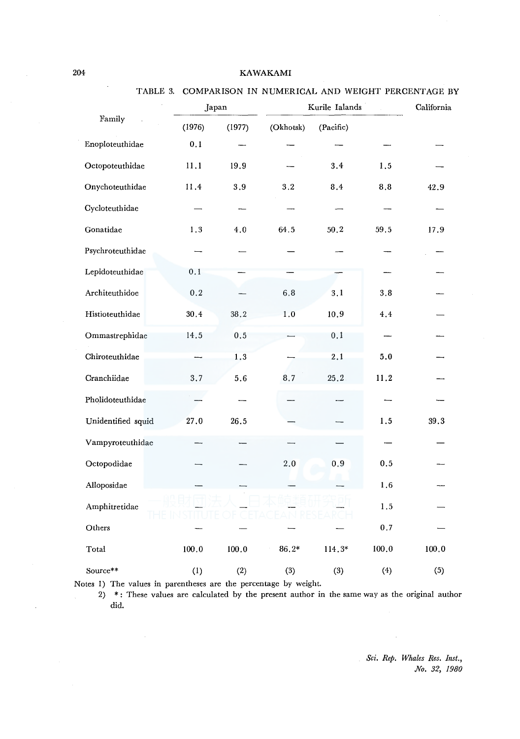TABLE 3. COMPARISON IN NUMERICAL AND WEIGHT PERCENTAGE BY

| Family | Japan | | Kurile Ialands | | | California |
|---|---|---|---|---|---|---|
| | (1976) | (1977) | (Okhotsk) | (Pacific) | | |
| Enoploteuthidae | 0.1 | — | — | — | — | — |
| Octopoteuthidae | 11.1 | 19.9 | — | 3.4 | 1.5 | — |
| Onychoteuthidae | 11.4 | 3.9 | 3.2 | 8.4 | 8.8 | 42.9 |
| Cycloteuthidae | — | — | — | — | — | — |
| Gonatidae | 1.3 | 4.0 | 64.5 | 50.2 | 59.5 | 17.9 |
| Psychroteuthidae | — | — | — | — | — | — |
| Lepidoteuthidae | 0.1 | — | — | — | — | — |
| Architeuthidoe | 0.2 | — | 6.8 | 3.1 | 3.8 | — |
| Histioteuthidae | 30.4 | 38.2 | 1.0 | 10.9 | 4.4 | — |
| Ommastrephidae | 14.5 | 0.5 | — | 0.1 | — | — |
| Chiroteuthidae | — | 1.3 | — | 2.1 | 5.0 | — |
| Cranchiidae | 3.7 | 5.6 | 8.7 | 25.2 | 11.2 | — |
| Pholidoteuthidae | — | — | — | — | — | — |
| Unidentified squid | 27.0 | 26.5 | — | — | 1.5 | 39.3 |
| Vampyroteuthidae | — | — | — | — | — | — |
| Octopodidae | — | — | 2.0 | 0.9 | 0.5 | — |
| Alloposidae | — | — | — | — | 1.6 | — |
| Amphitretidae | — | — | — | — | 1.5 | — |
| Others | — | — | — | — | 0.7 | — |
| Total | 100.0 | 100.0 | 86.2* | 114.3* | 100.0 | 100.0 |
| Source** | (1) | (2) | (3) | (3) | (4) | (5) |

Notes 1) The values in parentheses are the percentage by weight.

2) *: These values are calculated by the present author in the same way as the original author did.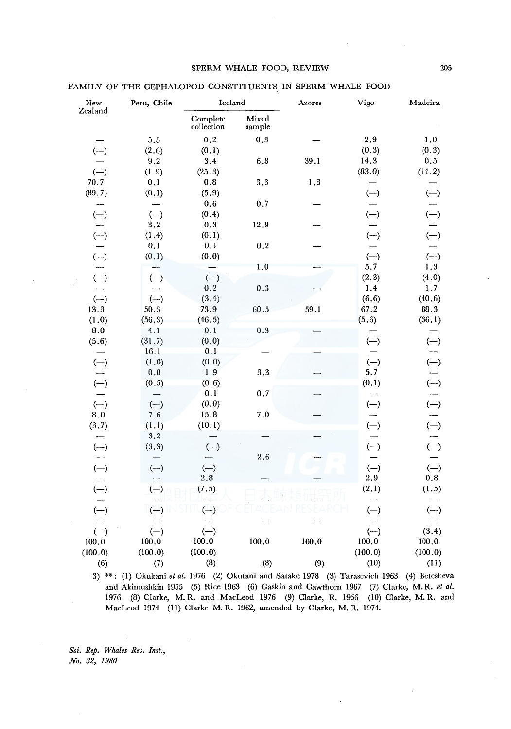FAMILY OF THE CEPHALOPOD CONSTITUENTS IN SPERM WHALE FOOD

| New Zealand | Peru, Chile | Iceland | | Azores | Vigo | Madeira |
|---|---|---|---|---|---|---|
| | | Complete collection | Mixed sample | | | |
| — | 5.5 | 0.2 | 0.3 | — | 2.9 | 1.0 |
| (—) | (2.6) | (0.1) | | | (0.3) | (0.3) |
| — | 9.2 | 3.4 | 6.8 | 39.1 | 14.3 | 0.5 |
| (—) | (1.9) | (25.3) | | | (83.0) | (14.2) |
| 70.7 | 0.1 | 0.8 | 3.3 | 1.8 | — | — |
| (89.7) | (0.1) | (5.9) | | | (—) | (—) |
| — | — | 0.6 | 0.7 | — | — | — |
| (—) | (—) | (0.4) | | | (—) | (—) |
| — | 3.2 | 0.3 | 12.9 | — | — | — |
| (—) | (1.4) | (0.1) | | | (—) | (—) |
| — | 0.1 | 0.1 | 0.2 | — | — | — |
| (—) | (0.1) | (0.0) | | | (—) | (—) |
| — | — | — | 1.0 | — | 5.7 | 1.3 |
| (—) | (—) | (—) | | | (2.3) | (4.0) |
| — | — | 0.2 | 0.3 | — | 1.4 | 1.7 |
| (—) | (—) | (3.4) | | | (6.6) | (40.6) |
| 13.3 | 50.3 | 73.9 | 60.5 | 59.1 | 67.2 | 88.3 |
| (1.0) | (56.3) | (46.5) | | | (5.6) | (36.1) |
| 8.0 | 4.1 | 0.1 | 0.3 | — | — | — |
| (5.6) | (31.7) | (0.0) | | | (—) | (—) |
| — | 16.1 | 0.1 | — | — | — | — |
| (—) | (1.0) | (0.0) | | | (—) | (—) |
| — | 0.8 | 1.9 | 3.3 | — | 5.7 | — |
| (—) | (0.5) | (0.6) | | | (0.1) | (—) |
| — | — | 0.1 | 0.7 | — | — | — |
| (—) | (—) | (0.0) | | | (—) | (—) |
| 8.0 | 7.6 | 15.8 | 7.0 | — | — | — |
| (3.7) | (1.1) | (10.1) | | | (—) | (—) |
| — | 3.2 | — | — | — | — | — |
| (—) | (3.3) | (—) | | | (—) | (—) |
| — | — | — | 2.6 | — | — | — |
| (—) | (—) | (—) | | | (—) | (—) |
| — | — | 2.8 | — | — | 2.9 | 0.8 |
| (—) | (—) | (7.5) | | | (2.1) | (1.5) |
| — | — | — | — | — | — | — |
| (—) | (—) | (—) | | | (—) | (—) |
| — | — | — | — | — | — | — |
| (—) | (—) | (—) | | | (—) | (3.4) |
| 100.0 | 100.0 | 100.0 | 100.0 | 100.0 | 100.0 | 100.0 |
| (100.0) | (100.0) | (100.0) | | | (100.0) | (100.0) |
| (6) | (7) | (8) | (8) | (9) | (10) | (11) |

3) **: (1) Okukani *et al.* 1976 (2) Okutani and Satake 1978 (3) Tarasevich 1963 (4) Betesheva and Akimushkin 1955 (5) Rice 1963 (6) Gaskin and Cawthorn 1967 (7) Clarke, M. R. *et al.* 1976 (8) Clarke, M. R. and MacLeod 1976 (9) Clarke, R. 1956 (10) Clarke, M. R. and MacLeod 1974 (11) Clarke M. R. 1962, amended by Clarke, M. R. 1974.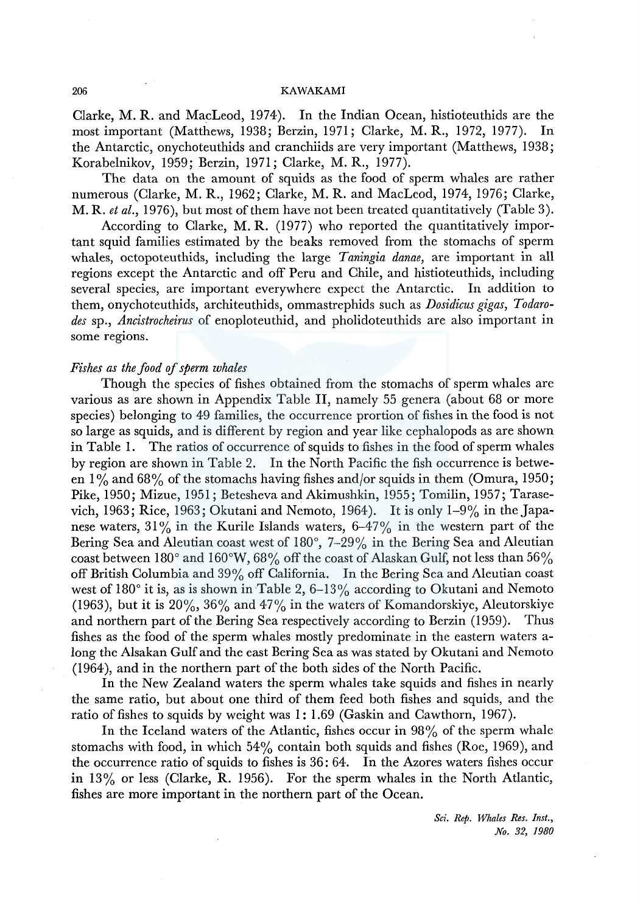Clarke, M. R. and MacLeod, 1974). In the Indian Ocean, histioteuthids are the most important (Matthews, 1938; Berzin, 1971; Clarke, M. R., 1972, 1977). In the Antarctic, onychoteuthids and cranchiids are very important (Matthews, 1938; Korabelnikov, 1959; Berzin, 1971; Clarke, M. R., 1977).

The data on the amount of squids as the food of sperm whales are rather numerous (Clarke, M. R., 1962; Clarke, M. R. and MacLeod, 1974, 1976; Clarke, M. R. *et al.*, 1976), but most of them have not been treated quantitatively (Table 3).

According to Clarke, M. R. (1977) who reported the quantitatively important squid families estimated by the beaks removed from the stomachs of sperm whales, octopoteuthids, including the large *Taningia danae*, are important in all regions except the Antarctic and off Peru and Chile, and histioteuthids, including several species, are important everywhere expect the Antarctic. In addition to them, onychoteuthids, architeuthids, ommastrephids such as *Dosidicus gigas*, *Todarodes* sp., *Ancistrocheirus* of enoploteuthid, and pholidoteuthids are also important in some regions.

*Fishes as the food of sperm whales*

Though the species of fishes obtained from the stomachs of sperm whales are various as are shown in Appendix Table II, namely 55 genera (about 68 or more species) belonging to 49 families, the occurrence prortion of fishes in the food is not so large as squids, and is different by region and year like cephalopods as are shown in Table 1. The ratios of occurrence of squids to fishes in the food of sperm whales by region are shown in Table 2. In the North Pacific the fish occurrence is between 1% and 68% of the stomachs having fishes and/or squids in them (Omura, 1950; Pike, 1950; Mizue, 1951; Betesheva and Akimushkin, 1955; Tomilin, 1957; Tarasevich, 1963; Rice, 1963; Okutani and Nemoto, 1964). It is only 1–9% in the Japanese waters, 31% in the Kurile Islands waters, 6–47% in the western part of the Bering Sea and Aleutian coast west of 180°, 7–29% in the Bering Sea and Aleutian coast between 180° and 160°W, 68% off the coast of Alaskan Gulf, not less than 56% off British Columbia and 39% off California. In the Bering Sea and Aleutian coast west of 180° it is, as is shown in Table 2, 6–13% according to Okutani and Nemoto (1963), but it is 20%, 36% and 47% in the waters of Komandorskiye, Aleutorskiye and northern part of the Bering Sea respectively according to Berzin (1959). Thus fishes as the food of the sperm whales mostly predominate in the eastern waters along the Alsakan Gulf and the east Bering Sea as was stated by Okutani and Nemoto (1964), and in the northern part of the both sides of the North Pacific.

In the New Zealand waters the sperm whales take squids and fishes in nearly the same ratio, but about one third of them feed both fishes and squids, and the ratio of fishes to squids by weight was 1: 1.69 (Gaskin and Cawthorn, 1967).

In the Iceland waters of the Atlantic, fishes occur in 98% of the sperm whale stomachs with food, in which 54% contain both squids and fishes (Roe, 1969), and the occurrence ratio of squids to fishes is 36: 64. In the Azores waters fishes occur in 13% or less (Clarke, R. 1956). For the sperm whales in the North Atlantic, fishes are more important in the northern part of the Ocean.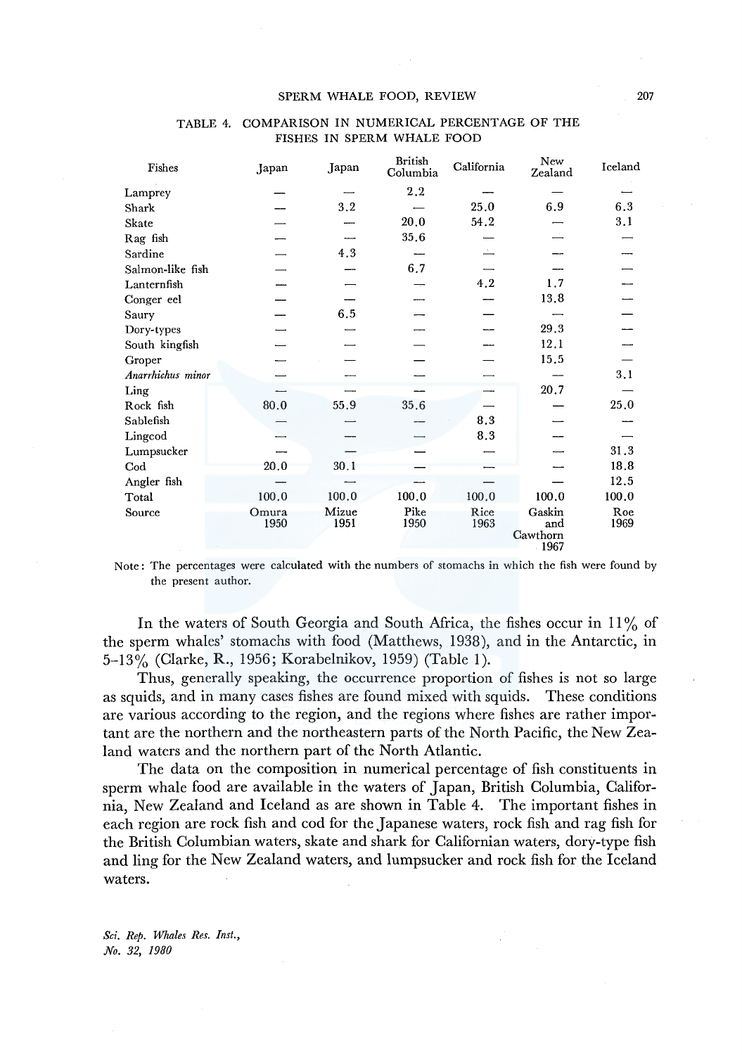TABLE 4. COMPARISON IN NUMERICAL PERCENTAGE OF THE FISHES IN SPERM WHALE FOOD

| Fishes | Japan | Japan | British Columbia | California | New Zealand | Iceland |
|---|---|---|---|---|---|---|
| Lamprey | — | — | 2.2 | — | — | — |
| Shark | — | 3.2 | — | 25.0 | 6.9 | 6.3 |
| Skate | — | — | 20.0 | 54.2 | — | 3.1 |
| Rag fish | — | — | 35.6 | — | — | — |
| Sardine | — | 4.3 | — | — | — | — |
| Salmon-like fish | — | — | 6.7 | — | — | — |
| Lanternfish | — | — | — | 4.2 | 1.7 | — |
| Conger eel | — | — | — | — | 13.8 | — |
| Saury | — | 6.5 | — | — | — | — |
| Dory-types | — | — | — | — | 29.3 | — |
| South kingfish | — | — | — | — | 12.1 | — |
| Groper | — | — | — | — | 15.5 | — |
| *Anarrhichus minor* | — | — | — | — | — | 3.1 |
| Ling | — | — | — | — | 20.7 | — |
| Rock fish | 80.0 | 55.9 | 35.6 | — | — | 25.0 |
| Sablefish | — | — | — | 8.3 | — | — |
| Lingcod | — | — | — | 8.3 | — | — |
| Lumpsucker | — | — | — | — | — | 31.3 |
| Cod | 20.0 | 30.1 | — | — | — | 18.8 |
| Angler fish | — | — | — | — | — | 12.5 |
| Total | 100.0 | 100.0 | 100.0 | 100.0 | 100.0 | 100.0 |
| Source | Omura 1950 | Mizue 1951 | Pike 1950 | Rice 1963 | Gaskin and Cawthorn 1967 | Roe 1969 |

Note: The percentages were calculated with the numbers of stomachs in which the fish were found by the present author.

In the waters of South Georgia and South Africa, the fishes occur in 11% of the sperm whales' stomachs with food (Matthews, 1938), and in the Antarctic, in 5–13% (Clarke, R., 1956; Korabelnikov, 1959) (Table 1).

Thus, generally speaking, the occurrence proportion of fishes is not so large as squids, and in many cases fishes are found mixed with squids. These conditions are various according to the region, and the regions where fishes are rather important are the northern and the northeastern parts of the North Pacific, the New Zealand waters and the northern part of the North Atlantic.

The data on the composition in numerical percentage of fish constituents in sperm whale food are available in the waters of Japan, British Columbia, California, New Zealand and Iceland as are shown in Table 4. The important fishes in each region are rock fish and cod for the Japanese waters, rock fish and rag fish for the British Columbian waters, skate and shark for Californian waters, dory-type fish and ling for the New Zealand waters, and lumpsucker and rock fish for the Iceland waters.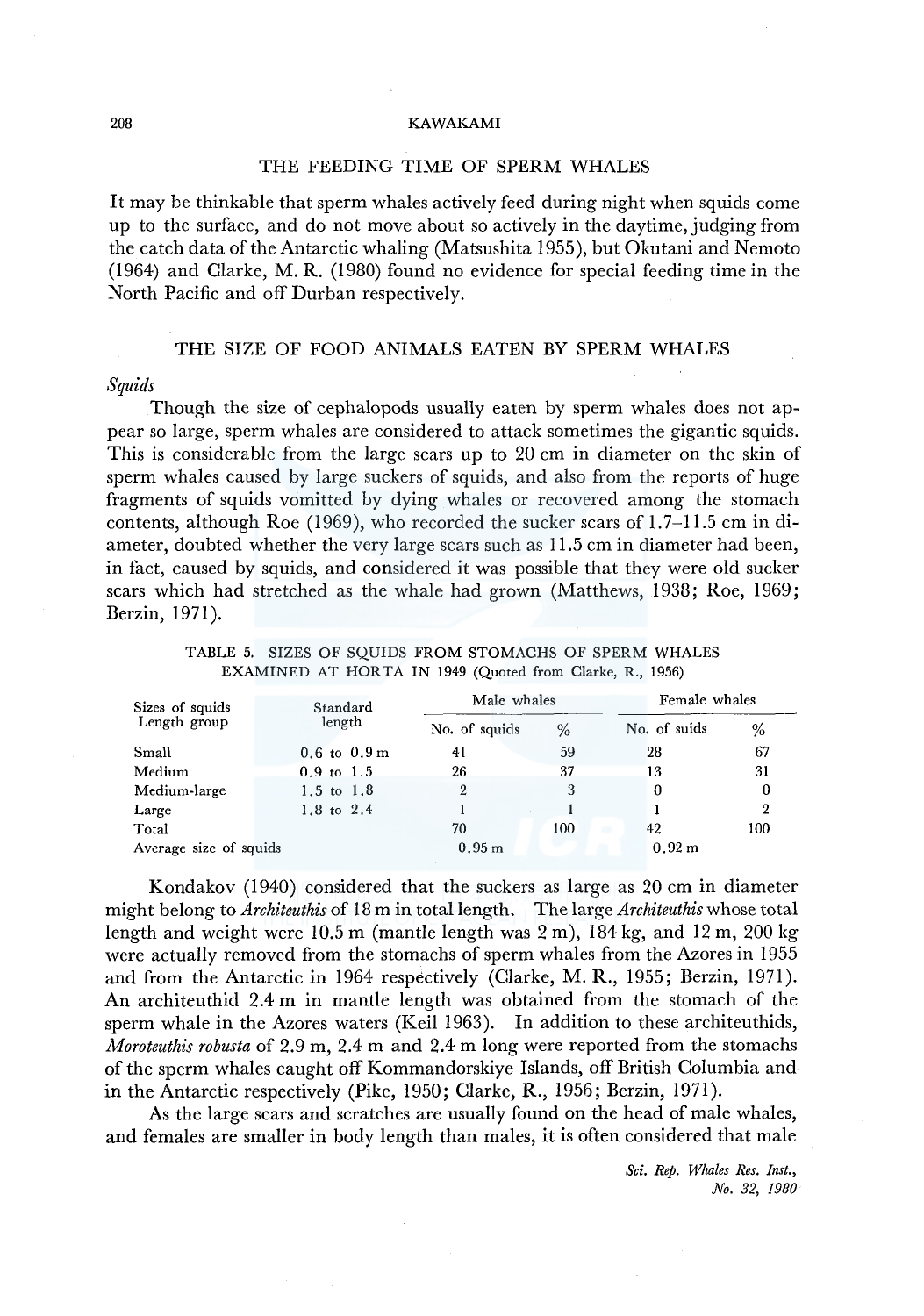## THE FEEDING TIME OF SPERM WHALES

It may be thinkable that sperm whales actively feed during night when squids come up to the surface, and do not move about so actively in the daytime, judging from the catch data of the Antarctic whaling (Matsushita 1955), but Okutani and Nemoto (1964) and Clarke, M. R. (1980) found no evidence for special feeding time in the North Pacific and off Durban respectively.

## THE SIZE OF FOOD ANIMALS EATEN BY SPERM WHALES

### *Squids*

Though the size of cephalopods usually eaten by sperm whales does not appear so large, sperm whales are considered to attack sometimes the gigantic squids. This is considerable from the large scars up to 20 cm in diameter on the skin of sperm whales caused by large suckers of squids, and also from the reports of huge fragments of squids vomitted by dying whales or recovered among the stomach contents, although Roe (1969), who recorded the sucker scars of 1.7–11.5 cm in diameter, doubted whether the very large scars such as 11.5 cm in diameter had been, in fact, caused by squids, and considered it was possible that they were old sucker scars which had stretched as the whale had grown (Matthews, 1938; Roe, 1969; Berzin, 1971).

TABLE 5. SIZES OF SQUIDS FROM STOMACHS OF SPERM WHALES EXAMINED AT HORTA IN 1949 (Quoted from Clarke, R., 1956)

| Sizes of squids Length group | Standard length | Male whales | | Female whales | |
|---|---|---|---|---|---|
| | | No. of squids | % | No. of suids | % |
| Small | 0.6 to 0.9 m | 41 | 59 | 28 | 67 |
| Medium | 0.9 to 1.5 | 26 | 37 | 13 | 31 |
| Medium-large | 1.5 to 1.8 | 2 | 3 | 0 | 0 |
| Large | 1.8 to 2.4 | 1 | 1 | 1 | 2 |
| Total | | 70 | 100 | 42 | 100 |
| Average size of squids | | 0.95 m | | 0.92 m | |

Kondakov (1940) considered that the suckers as large as 20 cm in diameter might belong to *Architeuthis* of 18 m in total length. The large *Architeuthis* whose total length and weight were 10.5 m (mantle length was 2 m), 184 kg, and 12 m, 200 kg were actually removed from the stomachs of sperm whales from the Azores in 1955 and from the Antarctic in 1964 respectively (Clarke, M. R., 1955; Berzin, 1971). An architeuthid 2.4 m in mantle length was obtained from the stomach of the sperm whale in the Azores waters (Keil 1963). In addition to these architeuthids, *Moroteuthis robusta* of 2.9 m, 2.4 m and 2.4 m long were reported from the stomachs of the sperm whales caught off Kommandorskiye Islands, off British Columbia and in the Antarctic respectively (Pike, 1950; Clarke, R., 1956; Berzin, 1971).

As the large scars and scratches are usually found on the head of male whales, and females are smaller in body length than males, it is often considered that male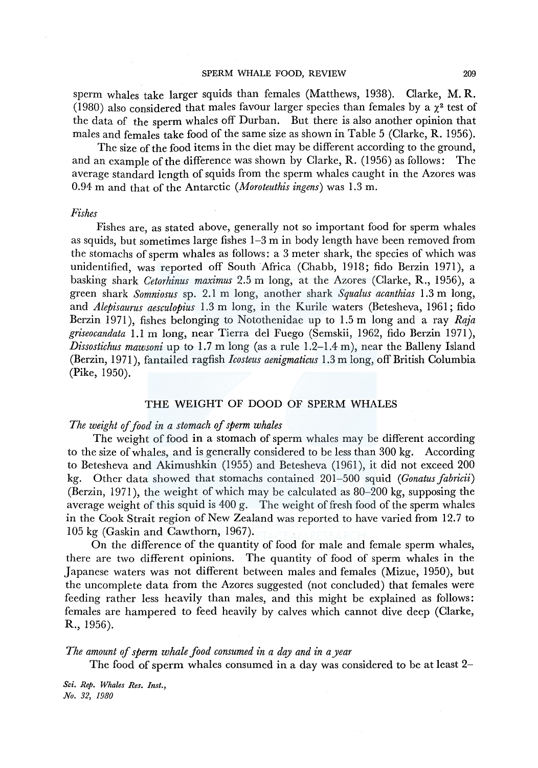sperm whales take larger squids than females (Matthews, 1938). Clarke, M. R. (1980) also considered that males favour larger species than females by a $\chi^2$ test of the data of the sperm whales off Durban. But there is also another opinion that males and females take food of the same size as shown in Table 5 (Clarke, R. 1956).

The size of the food items in the diet may be different according to the ground, and an example of the difference was shown by Clarke, R. (1956) as follows: The average standard length of squids from the sperm whales caught in the Azores was 0.94 m and that of the Antarctic (*Moroteuthis ingens*) was 1.3 m.

*Fishes*

Fishes are, as stated above, generally not so important food for sperm whales as squids, but sometimes large fishes 1–3 m in body length have been removed from the stomachs of sperm whales as follows: a 3 meter shark, the species of which was unidentified, was reported off South Africa (Chabb, 1918; fido Berzin 1971), a basking shark *Cetorhinus maximus* 2.5 m long, at the Azores (Clarke, R., 1956), a green shark *Somniosus* sp. 2.1 m long, another shark *Squalus acanthias* 1.3 m long, and *Alepisaurus aesculopius* 1.3 m long, in the Kurile waters (Betesheva, 1961; fido Berzin 1971), fishes belonging to Notothenidae up to 1.5 m long and a ray *Raja griseocandata* 1.1 m long, near Tierra del Fuego (Semskii, 1962, fido Berzin 1971), *Dissostichus mawsoni* up to 1.7 m long (as a rule 1.2–1.4 m), near the Balleny Island (Berzin, 1971), fantailed ragfish *Icosteus aenigmaticus* 1.3 m long, off British Columbia (Pike, 1950).

## THE WEIGHT OF DOOD OF SPERM WHALES

*The weight of food in a stomach of sperm whales*

The weight of food in a stomach of sperm whales may be different according to the size of whales, and is generally considered to be less than 300 kg. According to Betesheva and Akimushkin (1955) and Betesheva (1961), it did not exceed 200 kg. Other data showed that stomachs contained 201–500 squid (*Gonatus fabricii*) (Berzin, 1971), the weight of which may be calculated as 80–200 kg, supposing the average weight of this squid is 400 g. The weight of fresh food of the sperm whales in the Cook Strait region of New Zealand was reported to have varied from 12.7 to 105 kg (Gaskin and Cawthorn, 1967).

On the difference of the quantity of food for male and female sperm whales, there are two different opinions. The quantity of food of sperm whales in the Japanese waters was not different between males and females (Mizue, 1950), but the uncomplete data from the Azores suggested (not concluded) that females were feeding rather less heavily than males, and this might be explained as follows: females are hampered to feed heavily by calves which cannot dive deep (Clarke, R., 1956).

*The amount of sperm whale food consumed in a day and in a year*

The food of sperm whales consumed in a day was considered to be at least 2–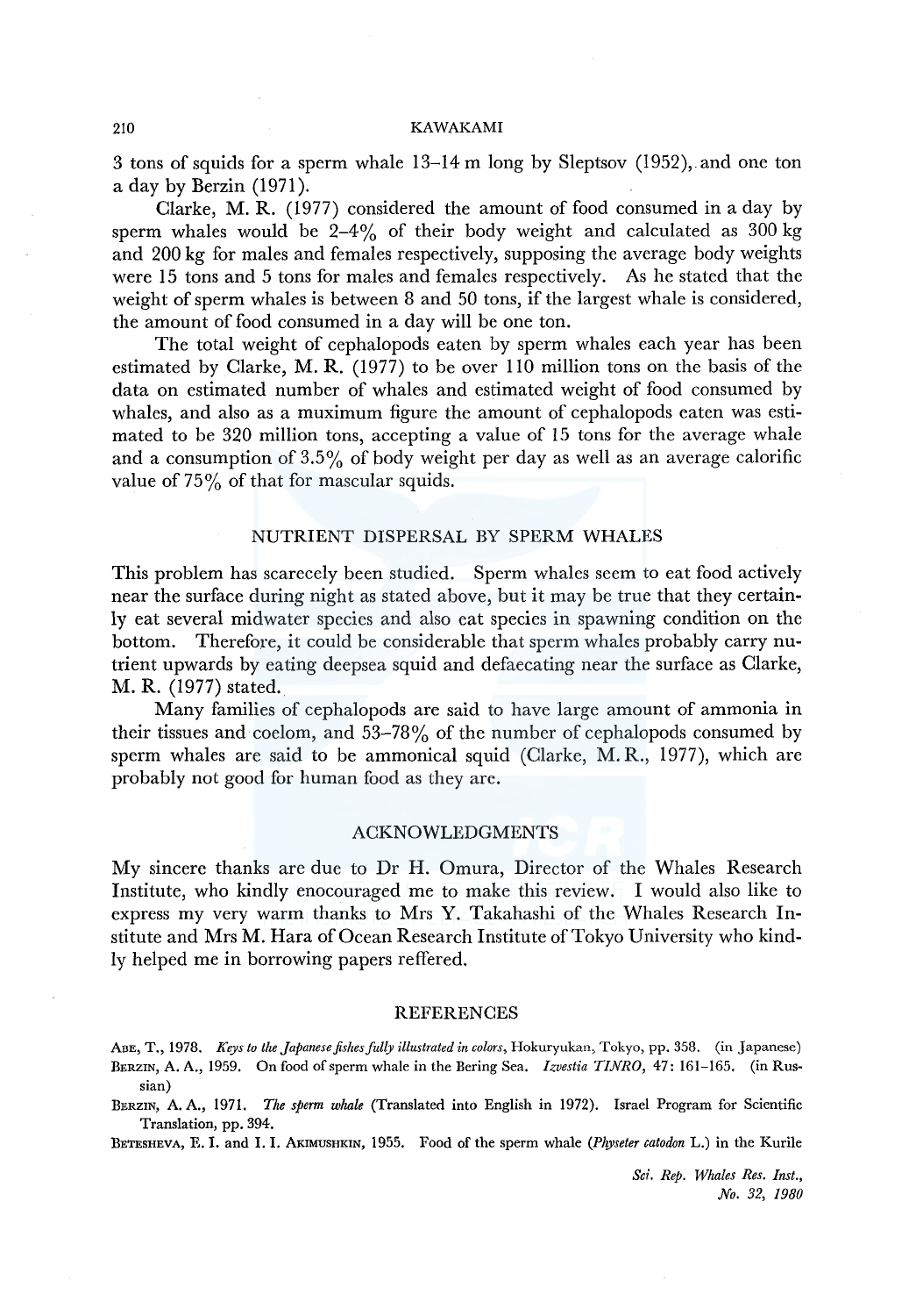3 tons of squids for a sperm whale 13–14 m long by Sleptsov (1952), and one ton a day by Berzin (1971).

Clarke, M. R. (1977) considered the amount of food consumed in a day by sperm whales would be 2–4% of their body weight and calculated as 300 kg and 200 kg for males and females respectively, supposing the average body weights were 15 tons and 5 tons for males and females respectively. As he stated that the weight of sperm whales is between 8 and 50 tons, if the largest whale is considered, the amount of food consumed in a day will be one ton.

The total weight of cephalopods eaten by sperm whales each year has been estimated by Clarke, M. R. (1977) to be over 110 million tons on the basis of the data on estimated number of whales and estimated weight of food consumed by whales, and also as a muximum figure the amount of cephalopods eaten was estimated to be 320 million tons, accepting a value of 15 tons for the average whale and a consumption of 3.5% of body weight per day as well as an average calorific value of 75% of that for mascular squids.

## NUTRIENT DISPERSAL BY SPERM WHALES

This problem has scarecely been studied. Sperm whales seem to eat food actively near the surface during night as stated above, but it may be true that they certainly eat several midwater species and also eat species in spawning condition on the bottom. Therefore, it could be considerable that sperm whales probably carry nutrient upwards by eating deepsea squid and defaecating near the surface as Clarke, M. R. (1977) stated.

Many families of cephalopods are said to have large amount of ammonia in their tissues and coelom, and 53–78% of the number of cephalopods consumed by sperm whales are said to be ammonical squid (Clarke, M. R., 1977), which are probably not good for human food as they are.

## ACKNOWLEDGMENTS

My sincere thanks are due to Dr H. Omura, Director of the Whales Research Institute, who kindly enocouraged me to make this review. I would also like to express my very warm thanks to Mrs Y. Takahashi of the Whales Research Institute and Mrs M. Hara of Ocean Research Institute of Tokyo University who kindly helped me in borrowing papers reffered.

## REFERENCES

Abe, T., 1978. *Keys to the Japanese fishes fully illustrated in colors*, Hokuryukan, Tokyo, pp. 358. (in Japanese)

Berzin, A. A., 1959. On food of sperm whale in the Bering Sea. *Izvestia TINRO*, 47: 161–165. (in Russian)

Berzin, A. A., 1971. *The sperm whale* (Translated into English in 1972). Israel Program for Scientific Translation, pp. 394.

Betesheva, E. I. and I. I. Akimushkin, 1955. Food of the sperm whale (*Physeter catodon* L.) in the Kurile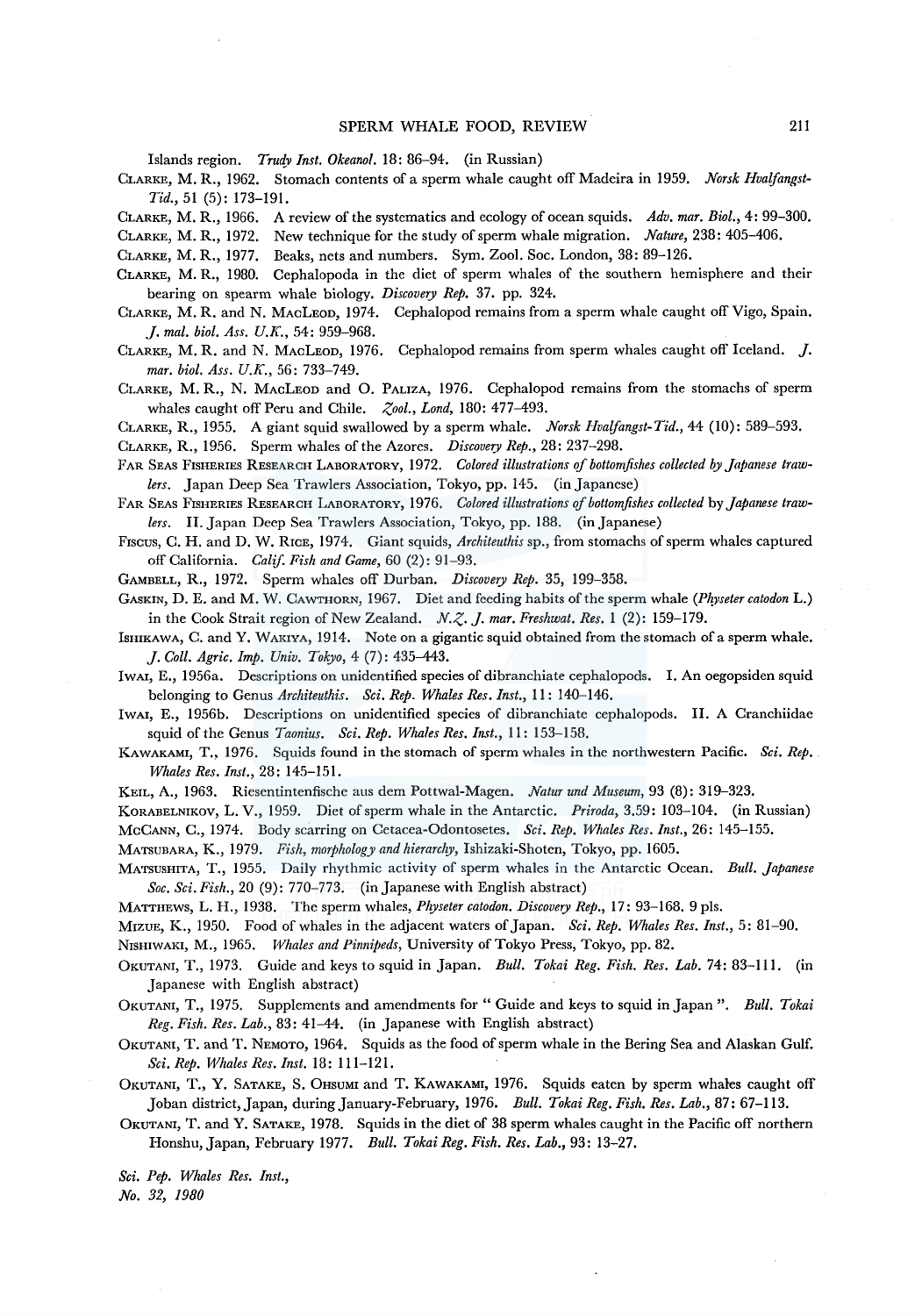Islands region. *Trudy Inst. Okeanol.* 18: 86–94. (in Russian)

CLARKE, M. R., 1962. Stomach contents of a sperm whale caught off Madeira in 1959. *Norsk Hvalfangst-Tid.*, 51 (5): 173–191.

CLARKE, M. R., 1966. A review of the systematics and ecology of ocean squids. *Adv. mar. Biol.*, 4: 99–300.

CLARKE, M. R., 1972. New technique for the study of sperm whale migration. *Nature*, 238: 405–406.

CLARKE, M. R., 1977. Beaks, nets and numbers. Sym. Zool. Soc. London, 38: 89–126.

CLARKE, M. R., 1980. Cephalopoda in the diet of sperm whales of the southern hemisphere and their bearing on spearm whale biology. *Discovery Rep.* 37. pp. 324.

CLARKE, M. R. and N. MACLEOD, 1974. Cephalopod remains from a sperm whale caught off Vigo, Spain. *J. mal. biol. Ass. U.K.*, 54: 959–968.

CLARKE, M. R. and N. MACLEOD, 1976. Cephalopod remains from sperm whales caught off Iceland. *J. mar. biol. Ass. U.K.*, 56: 733–749.

CLARKE, M. R., N. MACLEOD and O. PALIZA, 1976. Cephalopod remains from the stomachs of sperm whales caught off Peru and Chile. *Zool., Lond*, 180: 477–493.

CLARKE, R., 1955. A giant squid swallowed by a sperm whale. *Norsk Hvalfangst-Tid.*, 44 (10): 589–593.

CLARKE, R., 1956. Sperm whales of the Azores. *Discovery Rep.*, 28: 237–298.

FAR SEAS FISHERIES RESEARCH LABORATORY, 1972. *Colored illustrations of bottomfishes collected by Japanese trawlers.* Japan Deep Sea Trawlers Association, Tokyo, pp. 145. (in Japanese)

FAR SEAS FISHERIES RESEARCH LABORATORY, 1976. *Colored illustrations of bottomfishes collected* by *Japanese trawlers.* II. Japan Deep Sea Trawlers Association, Tokyo, pp. 188. (in Japanese)

FISCUS, C. H. and D. W. RICE, 1974. Giant squids, *Architeuthis* sp., from stomachs of sperm whales captured off California. *Calif. Fish and Game*, 60 (2): 91–93.

GAMBELL, R., 1972. Sperm whales off Durban. *Discovery Rep.* 35, 199–358.

GASKIN, D. E. and M. W. CAWTHORN, 1967. Diet and feeding habits of the sperm whale (*Physeter catodon* L.) in the Cook Strait region of New Zealand. *N.Z. J. mar. Freshwat. Res.* 1 (2): 159–179.

ISHIKAWA, C. and Y. WAKIYA, 1914. Note on a gigantic squid obtained from the stomach of a sperm whale. *J. Coll. Agric. Imp. Univ. Tokyo*, 4 (7): 435–443.

IWAI, E., 1956a. Descriptions on unidentified species of dibranchiate cephalopods. I. An oegopsiden squid belonging to Genus *Architeuthis*. *Sci. Rep. Whales Res. Inst.*, 11: 140–146.

IWAI, E., 1956b. Descriptions on unidentified species of dibranchiate cephalopods. II. A Cranchiidae squid of the Genus *Taonius*. *Sci. Rep. Whales Res. Inst.*, 11: 153–158.

KAWAKAMI, T., 1976. Squids found in the stomach of sperm whales in the northwestern Pacific. *Sci. Rep. Whales Res. Inst.*, 28: 145–151.

KEIL, A., 1963. Riesentintenfische aus dem Pottwal-Magen. *Natur und Museum*, 93 (8): 319–323.

KORABELNIKOV, L. V., 1959. Diet of sperm whale in the Antarctic. *Priroda*, 3.59: 103–104. (in Russian)

MCCANN, C., 1974. Body scarring on Cetacea-Odontosetes. *Sci. Rep. Whales Res. Inst.*, 26: 145–155.

MATSUBARA, K., 1979. *Fish, morphology and hierarchy*, Ishizaki-Shoten, Tokyo, pp. 1605.

MATSUSHITA, T., 1955. Daily rhythmic activity of sperm whales in the Antarctic Ocean. *Bull. Japanese Soc. Sci. Fish.*, 20 (9): 770–773. (in Japanese with English abstract)

MATTHEWS, L. H., 1938. The sperm whales, *Physeter catodon*. *Discovery Rep.*, 17: 93–168. 9 pls.

MIZUE, K., 1950. Food of whales in the adjacent waters of Japan. *Sci. Rep. Whales Res. Inst.*, 5: 81–90.

NISHIWAKI, M., 1965. *Whales and Pinnipeds*, University of Tokyo Press, Tokyo, pp. 82.

OKUTANI, T., 1973. Guide and keys to squid in Japan. *Bull. Tokai Reg. Fish. Res. Lab.* 74: 83–111. (in Japanese with English abstract)

OKUTANI, T., 1975. Supplements and amendments for " Guide and keys to squid in Japan ". *Bull. Tokai Reg. Fish. Res. Lab.*, 83: 41–44. (in Japanese with English abstract)

OKUTANI, T. and T. NEMOTO, 1964. Squids as the food of sperm whale in the Bering Sea and Alaskan Gulf. *Sci. Rep. Whales Res. Inst.* 18: 111–121.

OKUTANI, T., Y. SATAKE, S. OHSUMI and T. KAWAKAMI, 1976. Squids eaten by sperm whales caught off Joban district, Japan, during January-February, 1976. *Bull. Tokai Reg. Fish. Res. Lab.*, 87: 67–113.

OKUTANI, T. and Y. SATAKE, 1978. Squids in the diet of 38 sperm whales caught in the Pacific off northern Honshu, Japan, February 1977. *Bull. Tokai Reg. Fish. Res. Lab.*, 93: 13–27.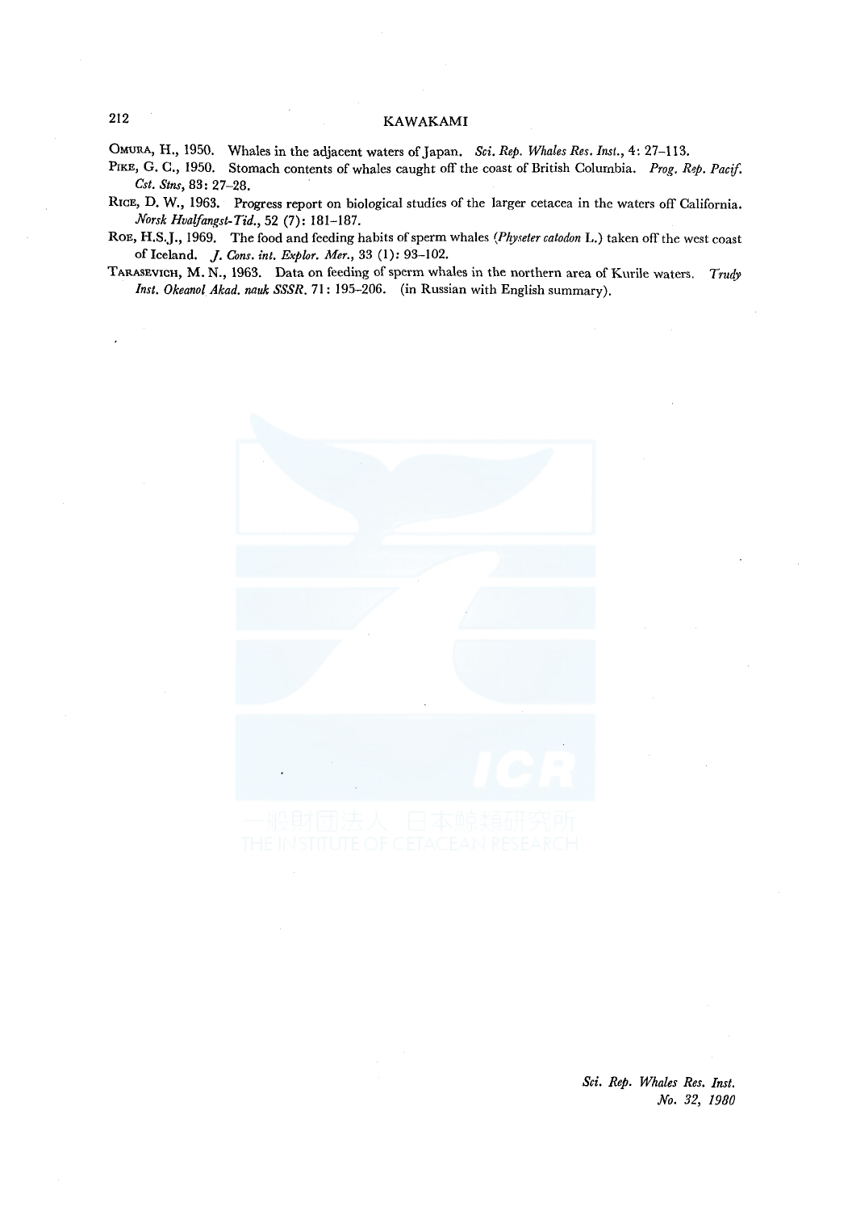Omura, H., 1950. Whales in the adjacent waters of Japan. *Sci. Rep. Whales Res. Inst.*, 4: 27–113.

Pike, G. C., 1950. Stomach contents of whales caught off the coast of British Columbia. *Prog. Rep. Pacif. Cst. Stns*, 83: 27–28.

Rice, D. W., 1963. Progress report on biological studies of the larger cetacea in the waters off California. *Norsk Hvalfangst-Tid.*, 52 (7): 181–187.

Roe, H.S.J., 1969. The food and feeding habits of sperm whales (*Physeter catodon* L.) taken off the west coast of Iceland. *J. Cons. int. Explor. Mer.*, 33 (1): 93–102.

Tarasevich, M. N., 1963. Data on feeding of sperm whales in the northern area of Kurile waters. *Trudy Inst. Okeanol. Akad. nauk SSSR*, 71: 195–206. (in Russian with English summary).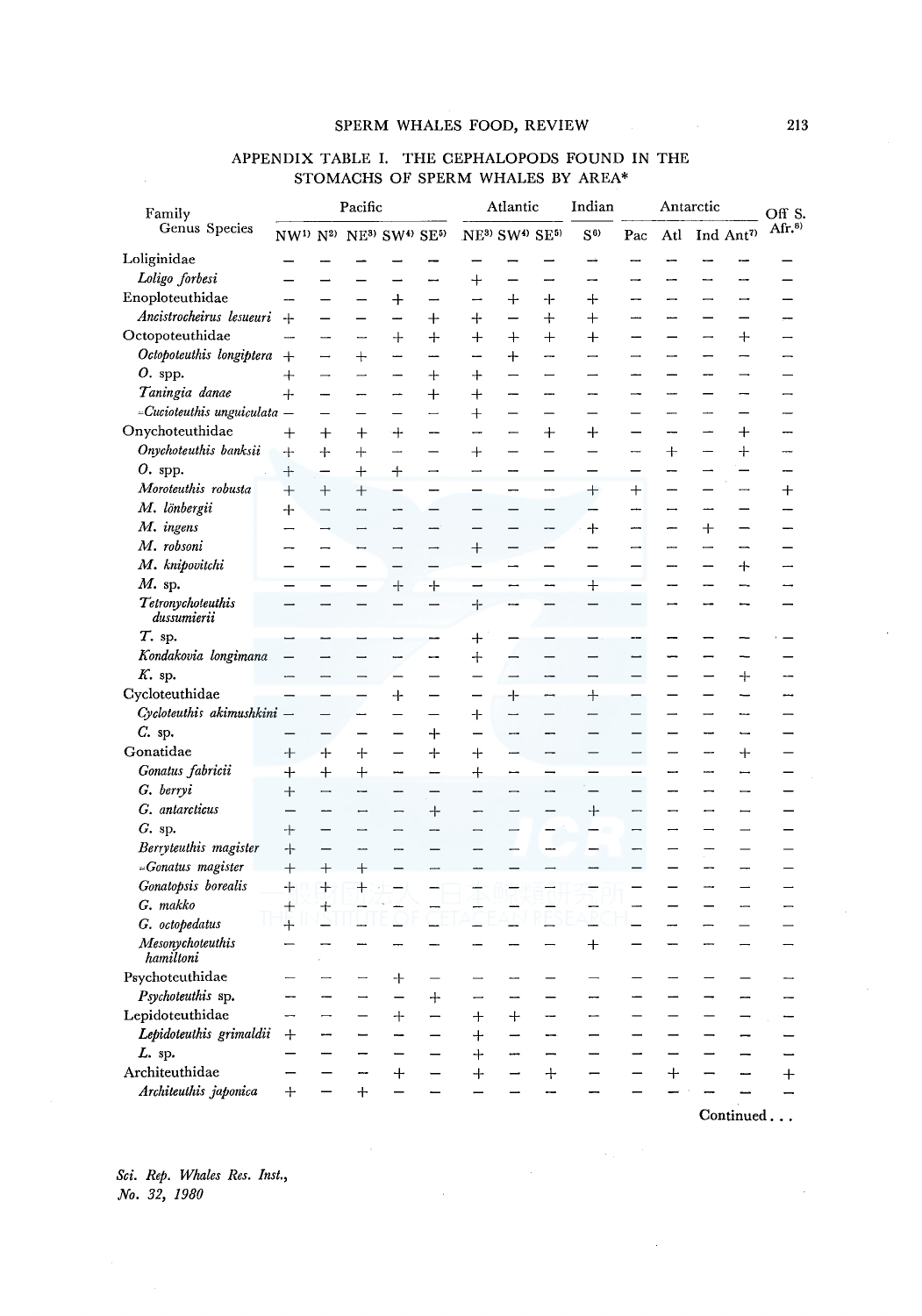## APPENDIX TABLE I. THE CEPHALOPODS FOUND IN THE STOMACHS OF SPERM WHALES BY AREA*

| Family Genus Species | Pacific | | | | | Atlantic | | | Indian | Antarctic | | | | Off S. Afr.[8] |
|---|---|---|---|---|---|---|---|---|---|---|---|---|---|---|
| | NW[1] | N[2] | NE[3] | SW[4] | SE[5] | NE[3] | SW[4] | SE[5] | S[6] | Pac | Atl | Ind | Ant[7] | |
| Loliginidae | − | − | − | − | − | − | − | − | − | − | − | − | − | − |
| *Loligo forbesi* | − | − | − | − | − | + | − | − | − | − | − | − | − | − |
| Enoploteuthidae | − | − | − | + | − | − | + | + | + | − | − | − | − | − |
| *Ancistrocheirus lesueuri* | + | − | − | − | + | + | − | + | + | − | − | − | − | − |
| Octopoteuthidae | − | − | − | + | + | + | + | + | + | − | − | − | + | − |
| *Octopoteuthis longiptera* | + | − | + | − | − | − | + | − | − | − | − | − | − | − |
| *O.* spp. | + | − | − | − | + | + | − | − | − | − | − | − | − | − |
| *Taningia danae* | + | − | − | − | + | + | − | − | − | − | − | − | − | − |
| =*Cucioteuthis unguiculata* | − | − | − | − | − | + | − | − | − | − | − | − | − | − |
| Onychoteuthidae | + | + | + | + | − | − | − | + | + | − | − | − | + | − |
| *Onychoteuthis banksii* | + | + | + | − | − | + | − | − | − | − | + | − | + | − |
| *O.* spp. | + | − | + | + | − | − | − | − | − | − | − | − | − | − |
| *Moroteuthis robusta* | + | + | + | − | − | − | − | − | + | + | − | − | − | + |
| *M. lönbergii* | + | − | − | − | − | − | − | − | − | − | − | − | − | − |
| *M. ingens* | − | − | − | − | − | − | − | − | + | − | − | + | − | − |
| *M. robsoni* | − | − | − | − | − | + | − | − | − | − | − | − | − | − |
| *M. knipovitchi* | − | − | − | − | − | − | − | − | − | − | − | − | + | − |
| *M.* sp. | − | − | − | + | + | − | − | − | + | − | − | − | − | − |
| *Tetronychoteuthis dussumierii* | − | − | − | − | − | + | − | − | − | − | − | − | − | − |
| *T.* sp. | − | − | − | − | − | + | − | − | − | − | − | − | − | − |
| *Kondakovia longimana* | − | − | − | − | − | + | − | − | − | − | − | − | − | − |
| *K.* sp. | − | − | − | − | − | − | − | − | − | − | − | − | + | − |
| Cycloteuthidae | − | − | − | + | − | − | + | − | + | − | − | − | − | − |
| *Cycloteuthis akimushkini* | − | − | − | − | − | + | − | − | − | − | − | − | − | − |
| *C.* sp. | − | − | − | − | + | − | − | − | − | − | − | − | − | − |
| Gonatidae | + | + | + | − | + | + | − | − | − | − | − | − | + | − |
| *Gonatus fabricii* | + | + | + | − | − | + | − | − | − | − | − | − | − | − |
| *G. berryi* | + | − | − | − | − | − | − | − | − | − | − | − | − | − |
| *G. antarcticus* | − | − | − | − | + | − | − | − | + | − | − | − | − | − |
| *G.* sp. | + | − | − | − | − | − | − | − | − | − | − | − | − | − |
| *Berryteuthis magister* | + | − | − | − | − | − | − | − | − | − | − | − | − | − |
| =*Gonatus magister* | + | + | + | − | − | − | − | − | − | − | − | − | − | − |
| *Gonatopsis borealis* | + | + | + | − | − | − | − | − | − | − | − | − | − | − |
| *G. makko* | + | + | − | − | − | − | − | − | − | − | − | − | − | − |
| *G. octopedatus* | + | − | − | − | − | − | − | − | − | − | − | − | − | − |
| *Mesonychoteuthis hamiltoni* | − | − | − | − | − | − | − | − | + | − | − | − | − | − |
| Psychoteuthidae | − | − | − | + | − | − | − | − | − | − | − | − | − | − |
| *Psychoteuthis* sp. | − | − | − | − | + | − | − | − | − | − | − | − | − | − |
| Lepidoteuthidae | − | − | − | + | − | + | + | − | − | − | − | − | − | − |
| *Lepidoteuthis grimaldii* | + | − | − | − | − | + | − | − | − | − | − | − | − | − |
| *L.* sp. | − | − | − | − | − | + | − | − | − | − | − | − | − | − |
| Architeuthidae | − | − | − | + | − | + | − | + | − | − | + | − | − | + |
| *Architeuthis japonica* | + | − | + | − | − | − | − | − | − | − | − | − | − | − |

Continued . . .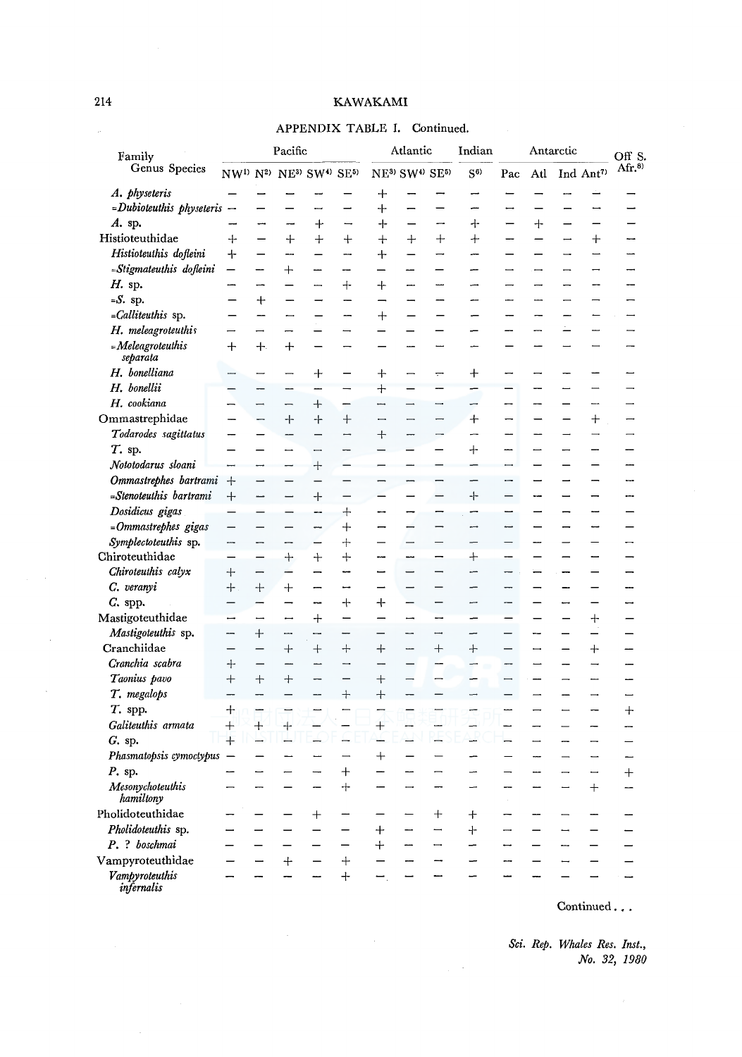APPENDIX TABLE I. Continued.

| Family Genus Species | Pacific | | | | | Atlantic | | | Indian | Antarctic | | | | Off S. Afr.[8] |
|---|---|---|---|---|---|---|---|---|---|---|---|---|---|---|
| | NW[1] | N[2] | NE[3] | SW[4] | SE[5] | NE[3] | SW[4] | SE[5] | S[6] | Pac | Atl | Ind | Ant[7] | |
| *A. physeteris* | − | − | − | − | − | + | − | − | − | − | − | − | − | − |
| =*Dubioteuthis physeteris* | − | − | − | − | − | + | − | − | − | − | − | − | − | − |
| *A.* sp. | − | − | − | + | − | + | − | − | + | − | + | − | − | − |
| Histioteuthidae | + | − | + | + | + | + | + | + | + | − | − | − | + | − |
| *Histioteuthis dofleini* | + | − | − | − | − | + | − | − | − | − | − | − | − | − |
| =*Stigmateuthis dofleini* | − | − | + | − | − | − | − | − | − | − | − | − | − | − |
| *H.* sp. | − | − | − | − | + | + | − | − | − | − | − | − | − | − |
| =*S.* sp. | − | + | − | − | − | − | − | − | − | − | − | − | − | − |
| =*Calliteuthis* sp. | − | − | − | − | − | + | − | − | − | − | − | − | − | − |
| *H. meleagroteuthis* | − | − | − | − | − | − | − | − | − | − | − | − | − | − |
| =*Meleagroteuthis separata* | + | + | + | − | − | − | − | − | − | − | − | − | − | − |
| *H. bonelliana* | − | − | − | + | − | + | − | − | + | − | − | − | − | − |
| *H. bonellii* | − | − | − | − | − | + | − | − | − | − | − | − | − | − |
| *H. cookiana* | − | − | − | + | − | − | − | − | − | − | − | − | − | − |
| Ommastrephidae | − | − | + | + | + | − | − | − | + | − | − | − | + | − |
| *Todarodes sagittatus* | − | − | − | − | − | + | − | − | − | − | − | − | − | − |
| *T.* sp. | − | − | − | − | − | − | − | − | + | − | − | − | − | − |
| *Nototodarus sloani* | − | − | − | + | − | − | − | − | − | − | − | − | − | − |
| *Ommastrephes bartrami* | + | − | − | − | − | − | − | − | − | − | − | − | − | − |
| =*Stenoteuthis bartrami* | + | − | − | + | − | − | − | − | + | − | − | − | − | − |
| *Dosidicus gigas* | − | − | − | − | + | − | − | − | − | − | − | − | − | − |
| =*Ommastrephes gigas* | − | − | − | − | + | − | − | − | − | − | − | − | − | − |
| *Symplectoteuthis* sp. | − | − | − | − | + | − | − | − | − | − | − | − | − | − |
| Chiroteuthidae | − | − | + | + | + | − | − | − | + | − | − | − | − | − |
| *Chiroteuthis calyx* | + | − | − | − | − | − | − | − | − | − | − | − | − | − |
| *C. veranyi* | + | + | + | − | − | − | − | − | − | − | − | − | − | − |
| *C.* spp. | − | − | − | − | + | + | − | − | − | − | − | − | − | − |
| Mastigoteuthidae | − | − | − | + | − | − | − | − | − | − | − | − | + | − |
| *Mastigoteuthis* sp. | − | + | − | − | − | − | − | − | − | − | − | − | − | − |
| Cranchiidae | − | − | + | + | + | + | − | + | + | − | − | − | + | − |
| *Cranchia scabra* | + | − | − | − | − | − | − | − | − | − | − | − | − | − |
| *Taonius pavo* | + | + | + | − | − | + | − | − | − | − | − | − | − | − |
| *T. megalops* | − | − | − | − | + | + | − | − | − | − | − | − | − | − |
| *T.* spp. | + | − | − | − | − | − | − | − | − | − | − | − | − | + |
| *Galiteuthis armata* | + | + | + | − | − | + | − | − | − | − | − | − | − | − |
| *G.* sp. | + | − | − | − | − | − | − | − | − | − | − | − | − | − |
| *Phasmatopsis cymoctypus* | − | − | − | − | − | + | − | − | − | − | − | − | − | − |
| *P.* sp. | − | − | − | − | + | − | − | − | − | − | − | − | − | + |
| *Mesonychoteuthis hamiltony* | − | − | − | − | + | − | − | − | − | − | − | − | + | − |
| Pholidoteuthidae | − | − | − | + | − | − | − | + | + | − | − | − | − | − |
| *Pholidoteuthis* sp. | − | − | − | − | − | + | − | − | + | − | − | − | − | − |
| *P.* ? *boschmai* | − | − | − | − | − | + | − | − | − | − | − | − | − | − |
| Vampyroteuthidae | − | − | + | − | + | − | − | − | − | − | − | − | − | − |
| *Vampyroteuthis infernalis* | − | − | − | − | + | − | − | − | − | − | − | − | − | − |

Continued . . .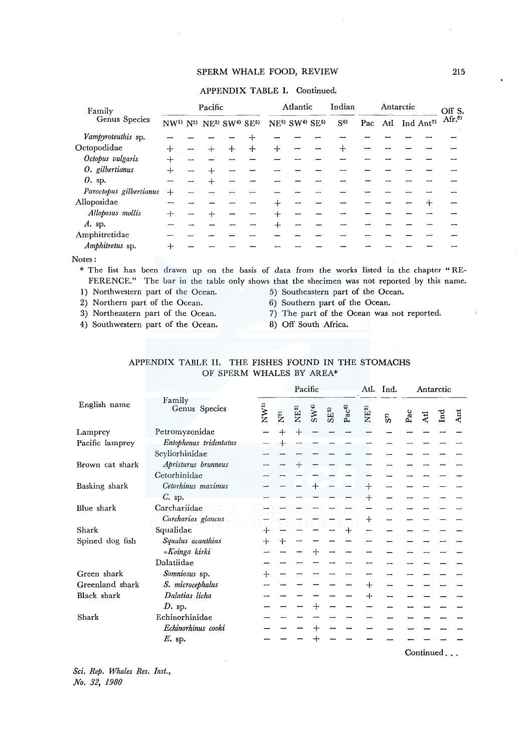## APPENDIX TABLE I. Continued.

| Family Genus Species | Pacific | | | | | Atlantic | | | Indian | Antarctic | | | | Off S. Afr.[8] |
|---|---|---|---|---|---|---|---|---|---|---|---|---|---|---|
| | NW[1] | N[2] | NE[3] | SW[4] | SE[5] | NE[3] | SW[4] | SE[5] | S[6] | Pac | Atl | Ind | Ant[7] | |
| *Vampyroteuthis* sp. | − | − | − | − | + | − | − | − | − | − | − | − | − | − |
| Octopodidae | + | − | + | + | + | + | − | − | + | − | − | − | − | − |
| *Octopus vulgaris* | + | − | − | − | − | − | − | − | − | − | − | − | − | − |
| *O. gilbertianus* | + | − | + | − | − | − | − | − | − | − | − | − | − | − |
| *O.* sp. | − | − | + | − | − | − | − | − | − | − | − | − | − | − |
| *Paroctopus gilbertianus* | + | − | − | − | − | − | − | − | − | − | − | − | − | − |
| Alloposidae | − | − | − | − | − | + | − | − | − | − | − | − | + | − |
| *Alloposus mollis* | + | − | + | − | − | + | − | − | − | − | − | − | − | − |
| *A.* sp. | − | − | − | − | − | + | − | − | − | − | − | − | − | − |
| Amphitretidae | − | − | − | − | − | − | − | − | − | − | − | − | − | − |
| *Amphitretus* sp. | + | − | − | − | − | − | − | − | − | − | − | − | − | − |

Notes:

\* The list has been drawn up on the basis of data from the works listed in the chapter "REFERENCE." The bar in the table only shows that the shecimen was not reported by this name.

1) Northwestern part of the Ocean.
2) Northern part of the Ocean.
3) Northeastern part of the Ocean.
4) Southwestern part of the Ocean.
5) Southeastern part of the Ocean.
6) Southern part of the Ocean.
7) The part of the Ocean was not reported.
8) Off South Africa.

## APPENDIX TABLE II. THE FISHES FOUND IN THE STOMACHS OF SPERM WHALES BY AREA*

| English name | Family Genus Species | Pacific | | | | | | Atl. | Ind. | Antarctic | | | |
|---|---|---|---|---|---|---|---|---|---|---|---|---|---|
| | | NW[1] | N[2] | NE[3] | SW[4] | SE[5] | Pac[6] | NE[3] | S[7] | Pac | Atl | Ind | Ant |
| Lamprey | Petromyzonidae | − | + | + | − | − | − | − | − | − | − | − | − |
| Pacific lamprey | *Entophenus tridentatus* | − | + | − | − | − | − | − | − | − | − | − | − |
| | Scyliorhinidae | − | − | − | − | − | − | − | − | − | − | − | − |
| Brown cat shark | *Apristurus brunneus* | − | − | + | − | − | − | − | − | − | − | − | − |
| | Cetorhinidae | − | − | − | − | − | − | − | − | − | − | − | − |
| Basking shark | *Cetorhinus maximus* | − | − | − | + | − | − | + | − | − | − | − | − |
| | *C.* sp. | − | − | − | − | − | − | + | − | − | − | − | − |
| Blue shark | Carchariidae | − | − | − | − | − | − | − | − | − | − | − | − |
| | *Carcharias glaucus* | − | − | − | − | − | − | + | − | − | − | − | − |
| Shark | Squalidae | + | − | − | − | − | + | − | − | − | − | − | − |
| Spined dog fish | *Squalus acanthias* | + | + | − | − | − | − | − | − | − | − | − | − |
| | =*Koinga kirki* | − | − | − | + | − | − | − | − | − | − | − | − |
| | Dalatiidae | − | − | − | − | − | − | − | − | − | − | − | − |
| Green shark | *Somniosus* sp. | + | − | − | − | − | − | − | − | − | − | − | − |
| Greenland shark | *S. microcephalus* | − | − | − | − | − | − | + | − | − | − | − | − |
| Black shark | *Dalatias licha* | − | − | − | − | − | − | + | − | − | − | − | − |
| | *D.* sp. | − | − | − | + | − | − | − | − | − | − | − | − |
| Shark | Echinorhinidae | − | − | − | − | − | − | − | − | − | − | − | − |
| | *Echinorhinus cooki* | − | − | − | + | − | − | − | − | − | − | − | − |
| | *E.* sp. | − | − | − | + | − | − | − | − | − | − | − | − |

Continued...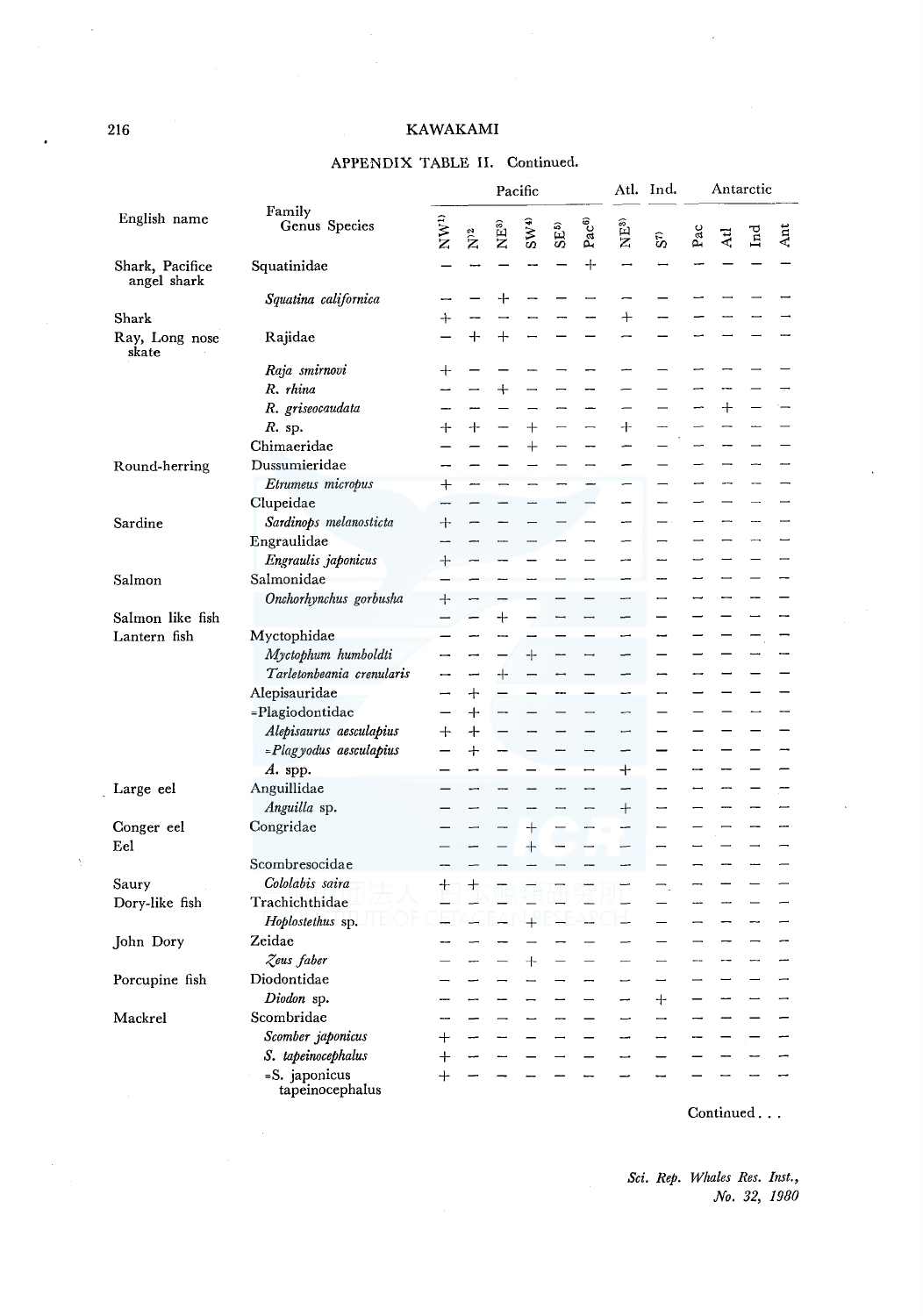APPENDIX TABLE II. Continued.

| English name | Family Genus Species | Pacific | | | | | | Atl. | Ind. | Antarctic | | | |
|---|---|---|---|---|---|---|---|---|---|---|---|---|---|
| | | NW[1] | N[2] | NE[3] | SW[4] | SE[5] | Pac[6] | NE[3] | S[7] | Pac | Atl | Ind | Ant |
| Shark, Pacifice angel shark | Squatinidae | − | − | − | − | − | + | − | − | − | − | − | − |
| | *Squatina californica* | − | − | + | − | − | − | − | − | − | − | − | − |
| Shark | | + | − | − | − | − | − | + | − | − | − | − | − |
| Ray, Long nose skate | Rajidae | − | + | + | − | − | − | − | − | − | − | − | − |
| | *Raja smirnovi* | + | − | − | − | − | − | − | − | − | − | − | − |
| | *R. rhina* | − | − | + | − | − | − | − | − | − | − | − | − |
| | *R. griseocaudata* | − | − | − | − | − | − | − | − | − | + | − | − |
| | *R.* sp. | + | + | − | + | − | − | + | − | − | − | − | − |
| | Chimaeridae | − | − | − | + | − | − | − | − | − | − | − | − |
| Round-herring | Dussumieridae | − | − | − | − | − | − | − | − | − | − | − | − |
| | *Etrumeus micropus* | + | − | − | − | − | − | − | − | − | − | − | − |
| | Clupeidae | − | − | − | − | − | − | − | − | − | − | − | − |
| Sardine | *Sardinops melanosticta* | + | − | − | − | − | − | − | − | − | − | − | − |
| | Engraulidae | − | − | − | − | − | − | − | − | − | − | − | − |
| | *Engraulis japonicus* | + | − | − | − | − | − | − | − | − | − | − | − |
| Salmon | Salmonidae | − | − | − | − | − | − | − | − | − | − | − | − |
| | *Onchorhynchus gorbusha* | + | − | − | − | − | − | − | − | − | − | − | − |
| Salmon like fish | | − | − | + | − | − | − | − | − | − | − | − | − |
| Lantern fish | Myctophidae | − | − | − | − | − | − | − | − | − | − | − | − |
| | *Myctophum humboldti* | − | − | − | + | − | − | − | − | − | − | − | − |
| | *Tarletonbeania crenularis* | − | − | + | − | − | − | − | − | − | − | − | − |
| | Alepisauridae | − | + | − | − | − | − | − | − | − | − | − | − |
| | =Plagiodontidae | − | + | − | − | − | − | − | − | − | − | − | − |
| | *Alepisaurus aesculapius* | + | + | − | − | − | − | − | − | − | − | − | − |
| | *=Plagyodus aesculapius* | − | + | − | − | − | − | − | − | − | − | − | − |
| | *A.* spp. | − | − | − | − | − | − | + | − | − | − | − | − |
| Large eel | Anguillidae | − | − | − | − | − | − | − | − | − | − | − | − |
| | *Anguilla* sp. | − | − | − | − | − | − | + | − | − | − | − | − |
| Conger eel | Congridae | − | − | − | + | − | − | − | − | − | − | − | − |
| Eel | | − | − | − | + | − | − | − | − | − | − | − | − |
| | Scombresocidae | − | − | − | − | − | − | − | − | − | − | − | − |
| Saury | *Cololabis saira* | + | + | − | − | − | − | − | − | − | − | − | − |
| Dory-like fish | Trachichthidae | − | − | − | − | − | − | − | − | − | − | − | − |
| | *Hoplostethus* sp. | − | − | − | + | − | − | − | − | − | − | − | − |
| John Dory | Zeidae | − | − | − | − | − | − | − | − | − | − | − | − |
| | *Zeus faber* | − | − | − | + | − | − | − | − | − | − | − | − |
| Porcupine fish | Diodontidae | − | − | − | − | − | − | − | − | − | − | − | − |
| | *Diodon* sp. | − | − | − | − | − | − | − | + | − | − | − | − |
| Mackrel | Scombridae | − | − | − | − | − | − | − | − | − | − | − | − |
| | *Scomber japonicus* | + | − | − | − | − | − | − | − | − | − | − | − |
| | *S. tapeinocephalus* | + | − | − | − | − | − | − | − | − | − | − | − |
| | =S. japonicus tapeinocephalus | + | − | − | − | − | − | − | − | − | − | − | − |

Continued . . .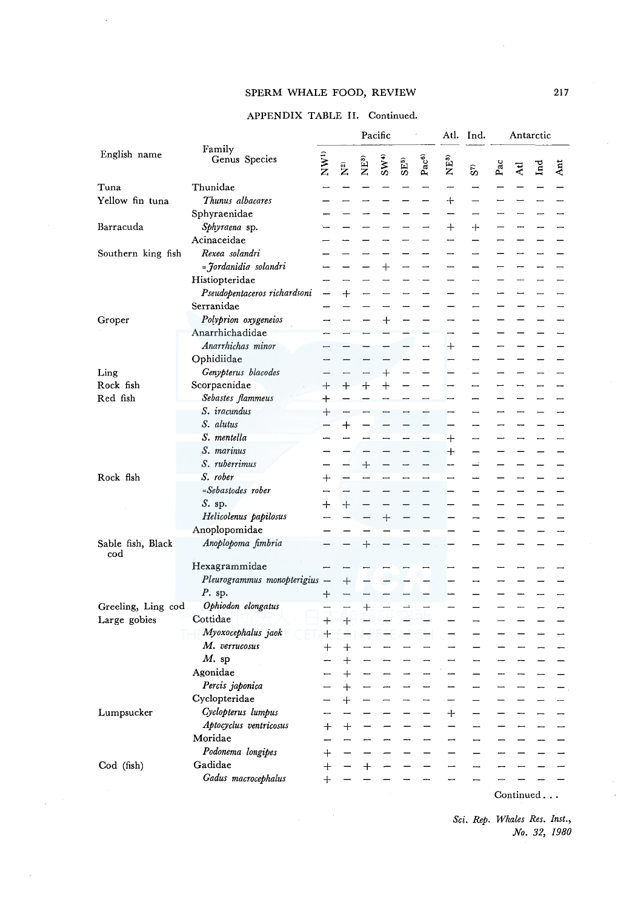APPENDIX TABLE II. Continued.

| English name | Family Genus Species | Pacific | | | | | | Atl. | Ind. | Antarctic | | | |
|---|---|---|---|---|---|---|---|---|---|---|---|---|---|
| | | NW[1] | N[2] | NE[3] | SW[4] | SE[5] | Pac[6] | NE[3] | S[7] | Pac | Atl | Ind | Ant |
| Tuna | Thunidae | – | – | – | – | – | – | – | – | – | – | – | – |
| Yellow fin tuna | *Thunus albacares* | – | – | – | – | – | – | + | – | – | – | – | – |
| | Sphyraenidae | – | – | – | – | – | – | – | – | – | – | – | – |
| Barracuda | *Sphyraena* sp. | – | – | – | – | – | – | + | + | – | – | – | – |
| | Acinaceidae | – | – | – | – | – | – | – | – | – | – | – | – |
| Southern king fish | *Rexea solandri* | – | – | – | – | – | – | – | – | – | – | – | – |
| | *=Jordanidia solandri* | – | – | – | + | – | – | – | – | – | – | – | – |
| | Histiopteridae | – | – | – | – | – | – | – | – | – | – | – | – |
| | *Pseudopentaceros richardsoni* | – | + | – | – | – | – | – | – | – | – | – | – |
| | Serranidae | – | – | – | – | – | – | – | – | – | – | – | – |
| Groper | *Polyprion oxygeneios* | – | – | – | + | – | – | – | – | – | – | – | – |
| | Anarrhichadidae | – | – | – | – | – | – | – | – | – | – | – | – |
| | *Anarrhichas minor* | – | – | – | – | – | – | + | – | – | – | – | – |
| | Ophidiidae | – | – | – | – | – | – | – | – | – | – | – | – |
| Ling | *Genypterus blacodes* | – | – | – | + | – | – | – | – | – | – | – | – |
| Rock fish | Scorpaenidae | + | + | + | + | – | – | – | – | – | – | – | – |
| Red fish | *Sebastes flammeus* | + | – | – | – | – | – | – | – | – | – | – | – |
| | *S. iracundus* | + | – | – | – | – | – | – | – | – | – | – | – |
| | *S. alutus* | – | + | – | – | – | – | – | – | – | – | – | – |
| | *S. mentella* | – | – | – | – | – | – | + | – | – | – | – | – |
| | *S. marinus* | – | – | – | – | – | – | + | – | – | – | – | – |
| | *S. ruberrimus* | – | – | + | – | – | – | – | – | – | – | – | – |
| Rock fish | *S. rober* | + | – | – | – | – | – | – | – | – | – | – | – |
| | *=Sebastodes rober* | – | – | – | – | – | – | – | – | – | – | – | – |
| | *S.* sp. | + | + | – | – | – | – | – | – | – | – | – | – |
| | *Helicolenus papilosus* | – | – | – | + | – | – | – | – | – | – | – | – |
| | Anoplopomidae | – | – | – | – | – | – | – | – | – | – | – | – |
| Sable fish, Black cod | *Anoplopoma fimbria* | – | – | + | – | – | – | – | – | – | – | – | – |
| | Hexagrammidae | – | – | – | – | – | – | – | – | – | – | – | – |
| | *Pleurogrammus monopterigius* | – | + | – | – | – | – | – | – | – | – | – | – |
| | *P.* sp. | + | – | – | – | – | – | – | – | – | – | – | – |
| Greeling, Ling cod | *Ophiodon elongatus* | – | – | + | – | – | – | – | – | – | – | – | – |
| Large gobies | Cottidae | + | + | – | – | – | – | – | – | – | – | – | – |
| | *Myoxocephalus jaok* | + | – | – | – | – | – | – | – | – | – | – | – |
| | *M. verrucosus* | + | + | – | – | – | – | – | – | – | – | – | – |
| | *M.* sp | – | + | – | – | – | – | – | – | – | – | – | – |
| | Agonidae | – | + | – | – | – | – | – | – | – | – | – | – |
| | *Percis japonica* | – | + | – | – | – | – | – | – | – | – | – | – |
| | Cyclopteridae | – | + | – | – | – | – | – | – | – | – | – | – |
| Lumpsucker | *Cyclopterus lumpus* | – | – | – | – | – | – | + | – | – | – | – | – |
| | *Aptocyclus ventricosus* | + | + | – | – | – | – | – | – | – | – | – | – |
| | Moridae | – | – | – | – | – | – | – | – | – | – | – | – |
| | *Podonema longipes* | + | – | – | – | – | – | – | – | – | – | – | – |
| Cod (fish) | Gadidae | + | – | + | – | – | – | – | – | – | – | – | – |
| | *Gadus macrocephalus* | + | – | – | – | – | – | – | – | – | – | – | – |

Continued . . .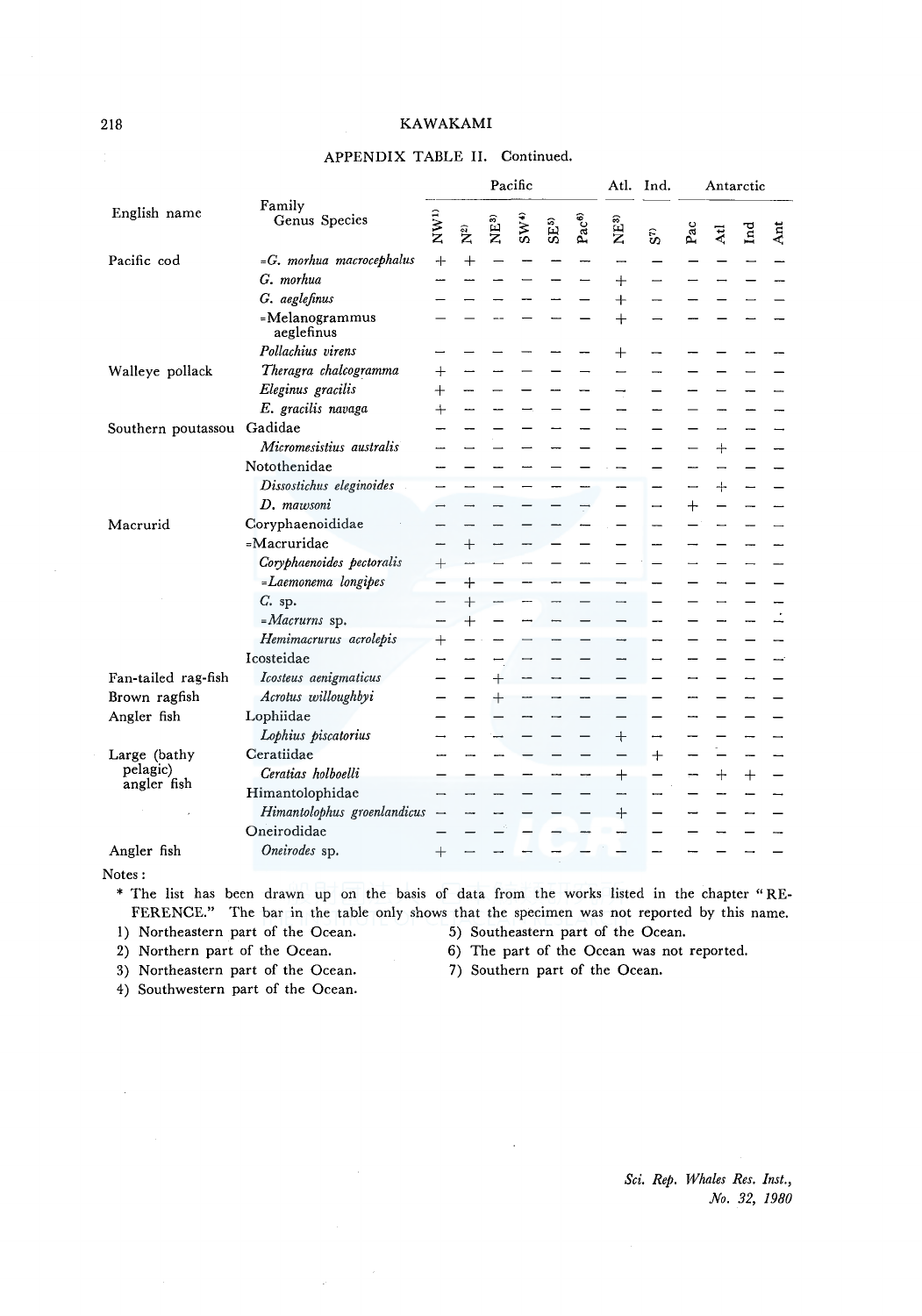APPENDIX TABLE II. Continued.

| English name | Family Genus Species | Pacific | | | | | | Atl. | Ind. | Antarctic | | | |
|---|---|---|---|---|---|---|---|---|---|---|---|---|---|
| | | NW[1] | N[2] | NE[3] | SW[4] | SE[5] | Pac[6] | NE[3] | S[7] | Pac | Atl | Ind | Ant |
| Pacific cod | *=G. morhua macrocephalus* | + | + | – | – | – | – | – | – | – | – | – | – |
| | *G. morhua* | – | – | – | – | – | – | + | – | – | – | – | – |
| | *G. aeglefinus* | – | – | – | – | – | – | + | – | – | – | – | – |
| | =Melanogrammus aeglefinus | – | – | – | – | – | – | + | – | – | – | – | – |
| | *Pollachius virens* | – | – | – | – | – | – | + | – | – | – | – | – |
| Walleye pollack | *Theragra chalcogramma* | + | – | – | – | – | – | – | – | – | – | – | – |
| | *Eleginus gracilis* | + | – | – | – | – | – | – | – | – | – | – | – |
| | *E. gracilis navaga* | + | – | – | – | – | – | – | – | – | – | – | – |
| Southern poutassou | Gadidae | – | – | – | – | – | – | – | – | – | – | – | – |
| | *Micromesistius australis* | – | – | – | – | – | – | – | – | – | + | – | – |
| | Notothenidae | – | – | – | – | – | – | – | – | – | – | – | – |
| | *Dissostichus eleginoides* | – | – | – | – | – | – | – | – | – | + | – | – |
| | *D. mawsoni* | – | – | – | – | – | – | – | – | + | – | – | – |
| Macrurid | Coryphaenoididae | – | – | – | – | – | – | – | – | – | – | – | – |
| | =Macruridae | – | + | – | – | – | – | – | – | – | – | – | – |
| | *Coryphaenoides pectoralis* | + | – | – | – | – | – | – | – | – | – | – | – |
| | *=Laemonema longipes* | – | + | – | – | – | – | – | – | – | – | – | – |
| | *C.* sp. | – | + | – | – | – | – | – | – | – | – | – | – |
| | *=Macrurns* sp. | – | + | – | – | – | – | – | – | – | – | – | – |
| | *Hemimacrurus acrolepis* | + | – | – | – | – | – | – | – | – | – | – | – |
| | Icosteidae | – | – | – | – | – | – | – | – | – | – | – | – |
| Fan-tailed rag-fish | *Icosteus aenigmaticus* | – | – | + | – | – | – | – | – | – | – | – | – |
| Brown ragfish | *Acrotus willoughbyi* | – | – | + | – | – | – | – | – | – | – | – | – |
| Angler fish | Lophiidae | – | – | – | – | – | – | – | – | – | – | – | – |
| | *Lophius piscatorius* | – | – | – | – | – | – | + | – | – | – | – | – |
| Large (bathy pelagic) angler fish | Ceratiidae | – | – | – | – | – | – | – | + | – | – | – | – |
| | *Ceratias holboelli* | – | – | – | – | – | – | + | – | – | + | + | – |
| | Himantolophidae | – | – | – | – | – | – | – | – | – | – | – | – |
| | *Himantolophus groenlandicus* | – | – | – | – | – | – | + | – | – | – | – | – |
| | Oneirodidae | – | – | – | – | – | – | – | – | – | – | – | – |
| Angler fish | *Oneirodes* sp. | + | – | – | – | – | – | – | – | – | – | – | – |

Notes:

\* The list has been drawn up on the basis of data from the works listed in the chapter "REFERENCE." The bar in the table only shows that the specimen was not reported by this name.

1) Northeastern part of the Ocean.
2) Northern part of the Ocean.
3) Northeastern part of the Ocean.
4) Southwestern part of the Ocean.
5) Southeastern part of the Ocean.
6) The part of the Ocean was not reported.
7) Southern part of the Ocean.